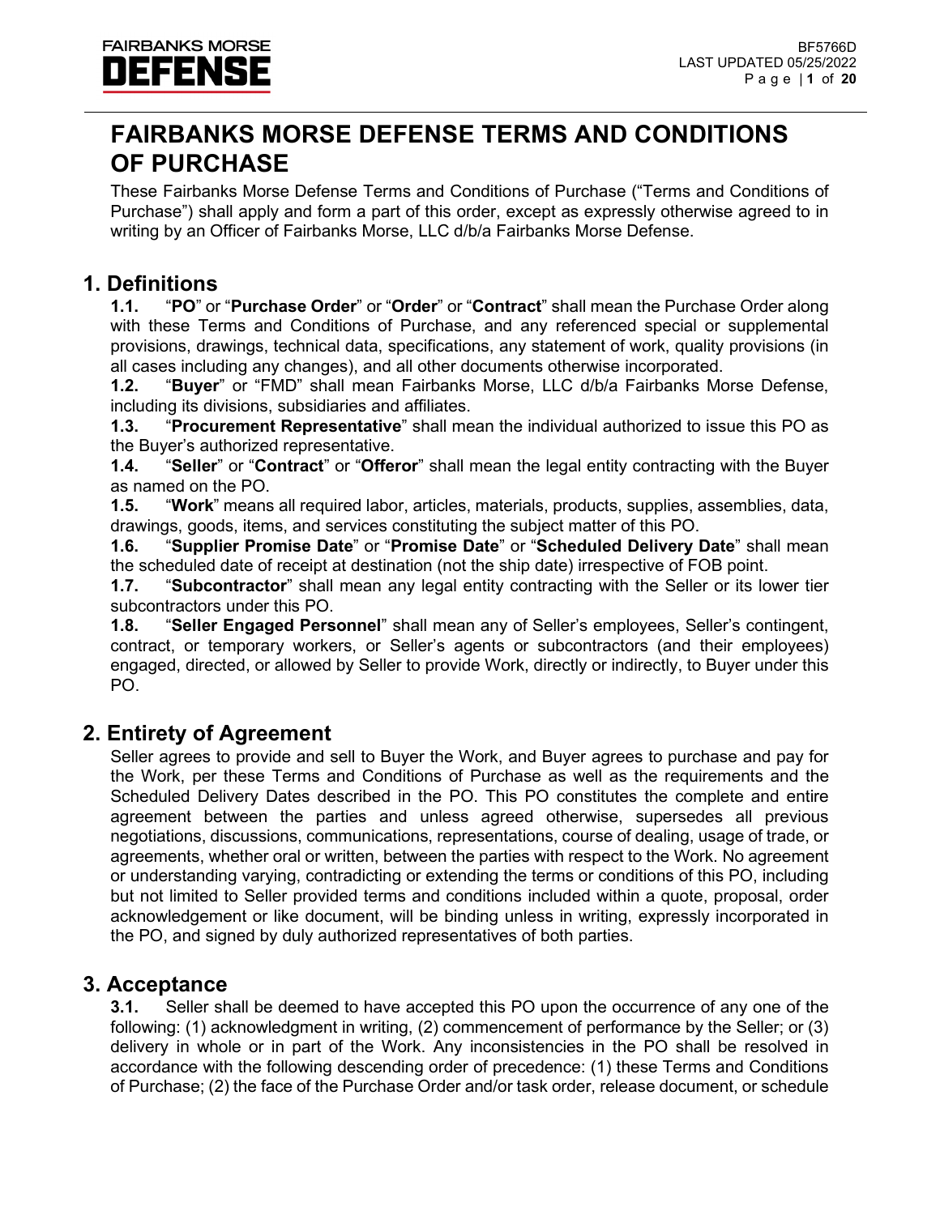# FAIRBANKS MORSE DEFENSE TERMS AND CONDITIONS OF PURCHASE

These Fairbanks Morse Defense Terms and Conditions of Purchase ("Terms and Conditions of Purchase") shall apply and form a part of this order, except as expressly otherwise agreed to in writing by an Officer of Fairbanks Morse, LLC d/b/a Fairbanks Morse Defense.

## 1. Definitions

**1.1.** "**PO**" or "**Purchase Order**" or "**Order**" or "**Contract**" shall mean the Purchase Order along with these Terms and Conditions of Purchase, and any referenced special or supplemental provisions, drawings, technical data, specifications, any statement of work, quality provisions (in all cases including any changes), and all other documents otherwise incorporated.

**1.2.** "**Buyer**" or "FMD" shall mean Fairbanks Morse, LLC d/b/a Fairbanks Morse Defense, including its divisions, subsidiaries and affiliates.

**1.3.** "**Procurement Representative**" shall mean the individual authorized to issue this PO as the Buyer's authorized representative.

**1.4.** "**Seller**" or "**Contract**" or "**Offeror**" shall mean the legal entity contracting with the Buyer as named on the PO.

**1.5.** "**Work**" means all required labor, articles, materials, products, supplies, assemblies, data, drawings, goods, items, and services constituting the subject matter of this PO.

**1.6.** "**Supplier Promise Date**" or "**Promise Date**" or "**Scheduled Delivery Date**" shall mean the scheduled date of receipt at destination (not the ship date) irrespective of FOB point.

**1.7.** "**Subcontractor**" shall mean any legal entity contracting with the Seller or its lower tier subcontractors under this PO.

**1.8.** "**Seller Engaged Personnel**" shall mean any of Seller's employees, Seller's contingent, contract, or temporary workers, or Seller's agents or subcontractors (and their employees) engaged, directed, or allowed by Seller to provide Work, directly or indirectly, to Buyer under this PO.

## 2. Entirety of Agreement

Seller agrees to provide and sell to Buyer the Work, and Buyer agrees to purchase and pay for the Work, per these Terms and Conditions of Purchase as well as the requirements and the Scheduled Delivery Dates described in the PO. This PO constitutes the complete and entire agreement between the parties and unless agreed otherwise, supersedes all previous negotiations, discussions, communications, representations, course of dealing, usage of trade, or agreements, whether oral or written, between the parties with respect to the Work. No agreement or understanding varying, contradicting or extending the terms or conditions of this PO, including but not limited to Seller provided terms and conditions included within a quote, proposal, order acknowledgement or like document, will be binding unless in writing, expressly incorporated in the PO, and signed by duly authorized representatives of both parties.

## 3. Acceptance

**3.1.** Seller shall be deemed to have accepted this PO upon the occurrence of any one of the following: (1) acknowledgment in writing, (2) commencement of performance by the Seller; or (3) delivery in whole or in part of the Work. Any inconsistencies in the PO shall be resolved in accordance with the following descending order of precedence: (1) these Terms and Conditions of Purchase; (2) the face of the Purchase Order and/or task order, release document, or schedule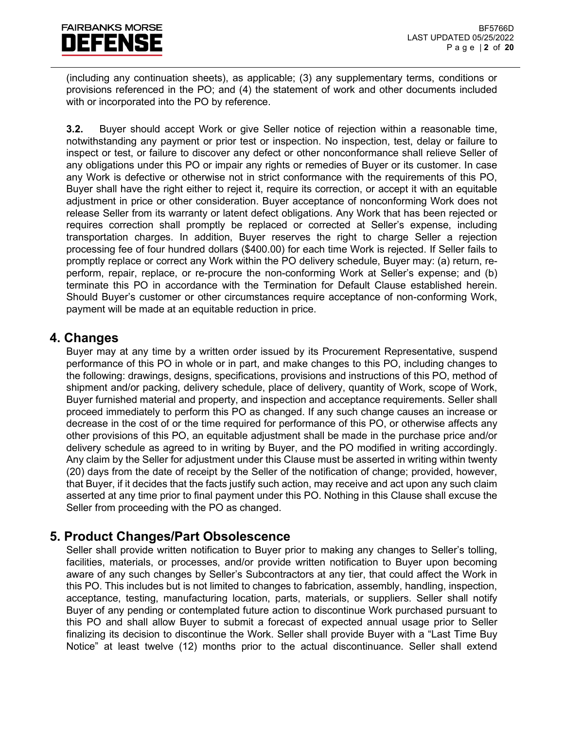(including any continuation sheets), as applicable; (3) any supplementary terms, conditions or provisions referenced in the PO; and (4) the statement of work and other documents included with or incorporated into the PO by reference.

**3.2.** Buyer should accept Work or give Seller notice of rejection within a reasonable time, notwithstanding any payment or prior test or inspection. No inspection, test, delay or failure to inspect or test, or failure to discover any defect or other nonconformance shall relieve Seller of any obligations under this PO or impair any rights or remedies of Buyer or its customer. In case any Work is defective or otherwise not in strict conformance with the requirements of this PO, Buyer shall have the right either to reject it, require its correction, or accept it with an equitable adjustment in price or other consideration. Buyer acceptance of nonconforming Work does not release Seller from its warranty or latent defect obligations. Any Work that has been rejected or requires correction shall promptly be replaced or corrected at Seller's expense, including transportation charges. In addition, Buyer reserves the right to charge Seller a rejection processing fee of four hundred dollars ($400.00) for each time Work is rejected. If Seller fails to promptly replace or correct any Work within the PO delivery schedule, Buyer may: (a) return, re-perform, repair, replace, or re-procure the non-conforming Work at Seller's expense; and (b) terminate this PO in accordance with the Termination for Default Clause established herein. Should Buyer's customer or other circumstances require acceptance of non-conforming Work, payment will be made at an equitable reduction in price.

## 4. Changes

Buyer may at any time by a written order issued by its Procurement Representative, suspend performance of this PO in whole or in part, and make changes to this PO, including changes to the following: drawings, designs, specifications, provisions and instructions of this PO, method of shipment and/or packing, delivery schedule, place of delivery, quantity of Work, scope of Work, Buyer furnished material and property, and inspection and acceptance requirements. Seller shall proceed immediately to perform this PO as changed. If any such change causes an increase or decrease in the cost of or the time required for performance of this PO, or otherwise affects any other provisions of this PO, an equitable adjustment shall be made in the purchase price and/or delivery schedule as agreed to in writing by Buyer, and the PO modified in writing accordingly. Any claim by the Seller for adjustment under this Clause must be asserted in writing within twenty (20) days from the date of receipt by the Seller of the notification of change; provided, however, that Buyer, if it decides that the facts justify such action, may receive and act upon any such claim asserted at any time prior to final payment under this PO. Nothing in this Clause shall excuse the Seller from proceeding with the PO as changed.

## 5. Product Changes/Part Obsolescence

Seller shall provide written notification to Buyer prior to making any changes to Seller's tolling, facilities, materials, or processes, and/or provide written notification to Buyer upon becoming aware of any such changes by Seller's Subcontractors at any tier, that could affect the Work in this PO. This includes but is not limited to changes to fabrication, assembly, handling, inspection, acceptance, testing, manufacturing location, parts, materials, or suppliers. Seller shall notify Buyer of any pending or contemplated future action to discontinue Work purchased pursuant to this PO and shall allow Buyer to submit a forecast of expected annual usage prior to Seller finalizing its decision to discontinue the Work. Seller shall provide Buyer with a "Last Time Buy Notice" at least twelve (12) months prior to the actual discontinuance. Seller shall extend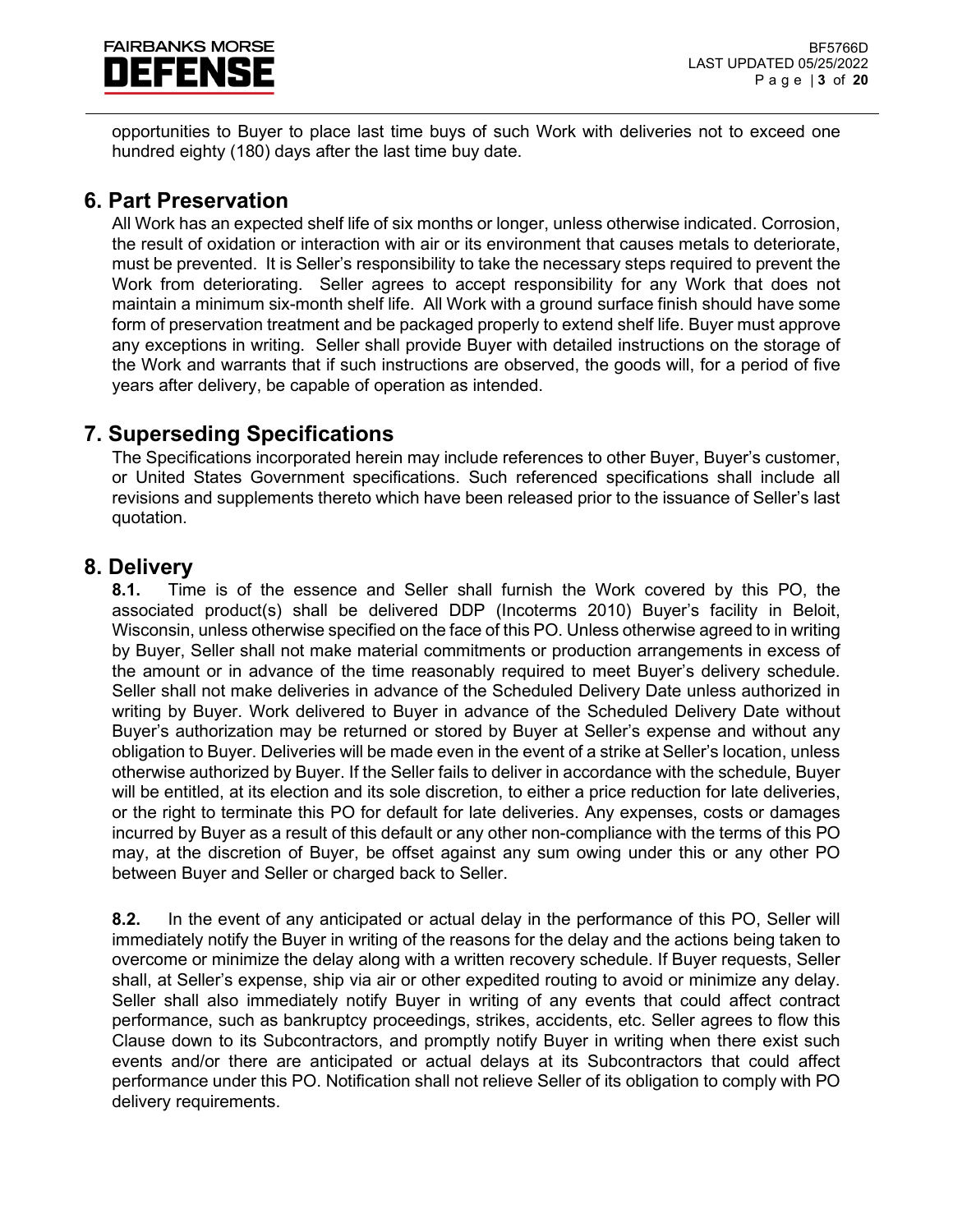opportunities to Buyer to place last time buys of such Work with deliveries not to exceed one hundred eighty (180) days after the last time buy date.

## 6. Part Preservation

All Work has an expected shelf life of six months or longer, unless otherwise indicated. Corrosion, the result of oxidation or interaction with air or its environment that causes metals to deteriorate, must be prevented. It is Seller's responsibility to take the necessary steps required to prevent the Work from deteriorating. Seller agrees to accept responsibility for any Work that does not maintain a minimum six-month shelf life. All Work with a ground surface finish should have some form of preservation treatment and be packaged properly to extend shelf life. Buyer must approve any exceptions in writing. Seller shall provide Buyer with detailed instructions on the storage of the Work and warrants that if such instructions are observed, the goods will, for a period of five years after delivery, be capable of operation as intended.

## 7. Superseding Specifications

The Specifications incorporated herein may include references to other Buyer, Buyer's customer, or United States Government specifications. Such referenced specifications shall include all revisions and supplements thereto which have been released prior to the issuance of Seller's last quotation.

## 8. Delivery

**8.1.** Time is of the essence and Seller shall furnish the Work covered by this PO, the associated product(s) shall be delivered DDP (Incoterms 2010) Buyer's facility in Beloit, Wisconsin, unless otherwise specified on the face of this PO. Unless otherwise agreed to in writing by Buyer, Seller shall not make material commitments or production arrangements in excess of the amount or in advance of the time reasonably required to meet Buyer's delivery schedule. Seller shall not make deliveries in advance of the Scheduled Delivery Date unless authorized in writing by Buyer. Work delivered to Buyer in advance of the Scheduled Delivery Date without Buyer's authorization may be returned or stored by Buyer at Seller's expense and without any obligation to Buyer. Deliveries will be made even in the event of a strike at Seller's location, unless otherwise authorized by Buyer. If the Seller fails to deliver in accordance with the schedule, Buyer will be entitled, at its election and its sole discretion, to either a price reduction for late deliveries, or the right to terminate this PO for default for late deliveries. Any expenses, costs or damages incurred by Buyer as a result of this default or any other non-compliance with the terms of this PO may, at the discretion of Buyer, be offset against any sum owing under this or any other PO between Buyer and Seller or charged back to Seller.

**8.2.** In the event of any anticipated or actual delay in the performance of this PO, Seller will immediately notify the Buyer in writing of the reasons for the delay and the actions being taken to overcome or minimize the delay along with a written recovery schedule. If Buyer requests, Seller shall, at Seller's expense, ship via air or other expedited routing to avoid or minimize any delay. Seller shall also immediately notify Buyer in writing of any events that could affect contract performance, such as bankruptcy proceedings, strikes, accidents, etc. Seller agrees to flow this Clause down to its Subcontractors, and promptly notify Buyer in writing when there exist such events and/or there are anticipated or actual delays at its Subcontractors that could affect performance under this PO. Notification shall not relieve Seller of its obligation to comply with PO delivery requirements.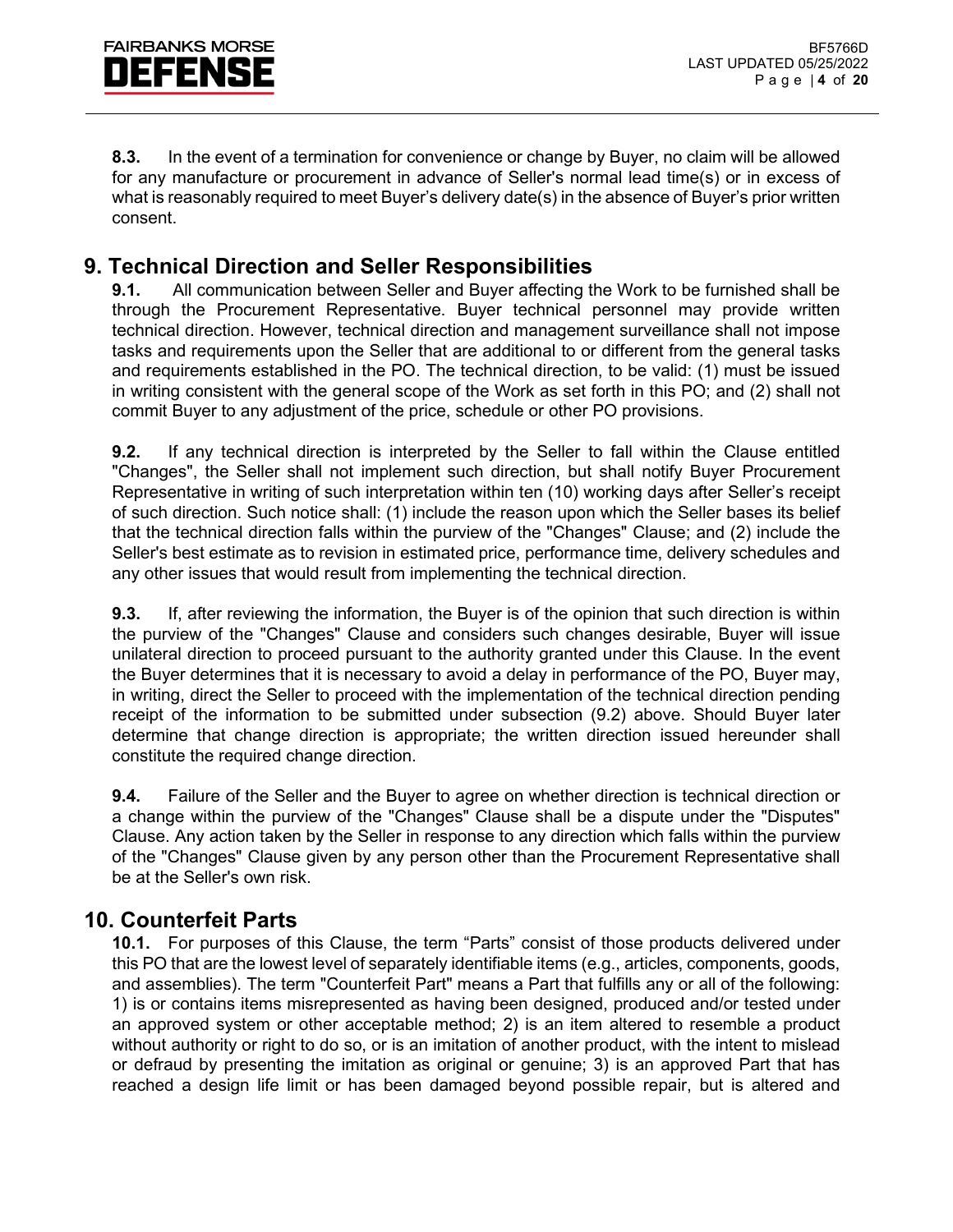**8.3.** In the event of a termination for convenience or change by Buyer, no claim will be allowed for any manufacture or procurement in advance of Seller's normal lead time(s) or in excess of what is reasonably required to meet Buyer's delivery date(s) in the absence of Buyer's prior written consent.

## 9. Technical Direction and Seller Responsibilities

**9.1.** All communication between Seller and Buyer affecting the Work to be furnished shall be through the Procurement Representative. Buyer technical personnel may provide written technical direction. However, technical direction and management surveillance shall not impose tasks and requirements upon the Seller that are additional to or different from the general tasks and requirements established in the PO. The technical direction, to be valid: (1) must be issued in writing consistent with the general scope of the Work as set forth in this PO; and (2) shall not commit Buyer to any adjustment of the price, schedule or other PO provisions.

**9.2.** If any technical direction is interpreted by the Seller to fall within the Clause entitled "Changes", the Seller shall not implement such direction, but shall notify Buyer Procurement Representative in writing of such interpretation within ten (10) working days after Seller's receipt of such direction. Such notice shall: (1) include the reason upon which the Seller bases its belief that the technical direction falls within the purview of the "Changes" Clause; and (2) include the Seller's best estimate as to revision in estimated price, performance time, delivery schedules and any other issues that would result from implementing the technical direction.

**9.3.** If, after reviewing the information, the Buyer is of the opinion that such direction is within the purview of the "Changes" Clause and considers such changes desirable, Buyer will issue unilateral direction to proceed pursuant to the authority granted under this Clause. In the event the Buyer determines that it is necessary to avoid a delay in performance of the PO, Buyer may, in writing, direct the Seller to proceed with the implementation of the technical direction pending receipt of the information to be submitted under subsection (9.2) above. Should Buyer later determine that change direction is appropriate; the written direction issued hereunder shall constitute the required change direction.

**9.4.** Failure of the Seller and the Buyer to agree on whether direction is technical direction or a change within the purview of the "Changes" Clause shall be a dispute under the "Disputes" Clause. Any action taken by the Seller in response to any direction which falls within the purview of the "Changes" Clause given by any person other than the Procurement Representative shall be at the Seller's own risk.

## 10. Counterfeit Parts

**10.1.** For purposes of this Clause, the term "Parts" consist of those products delivered under this PO that are the lowest level of separately identifiable items (e.g., articles, components, goods, and assemblies). The term "Counterfeit Part" means a Part that fulfills any or all of the following: 1) is or contains items misrepresented as having been designed, produced and/or tested under an approved system or other acceptable method; 2) is an item altered to resemble a product without authority or right to do so, or is an imitation of another product, with the intent to mislead or defraud by presenting the imitation as original or genuine; 3) is an approved Part that has reached a design life limit or has been damaged beyond possible repair, but is altered and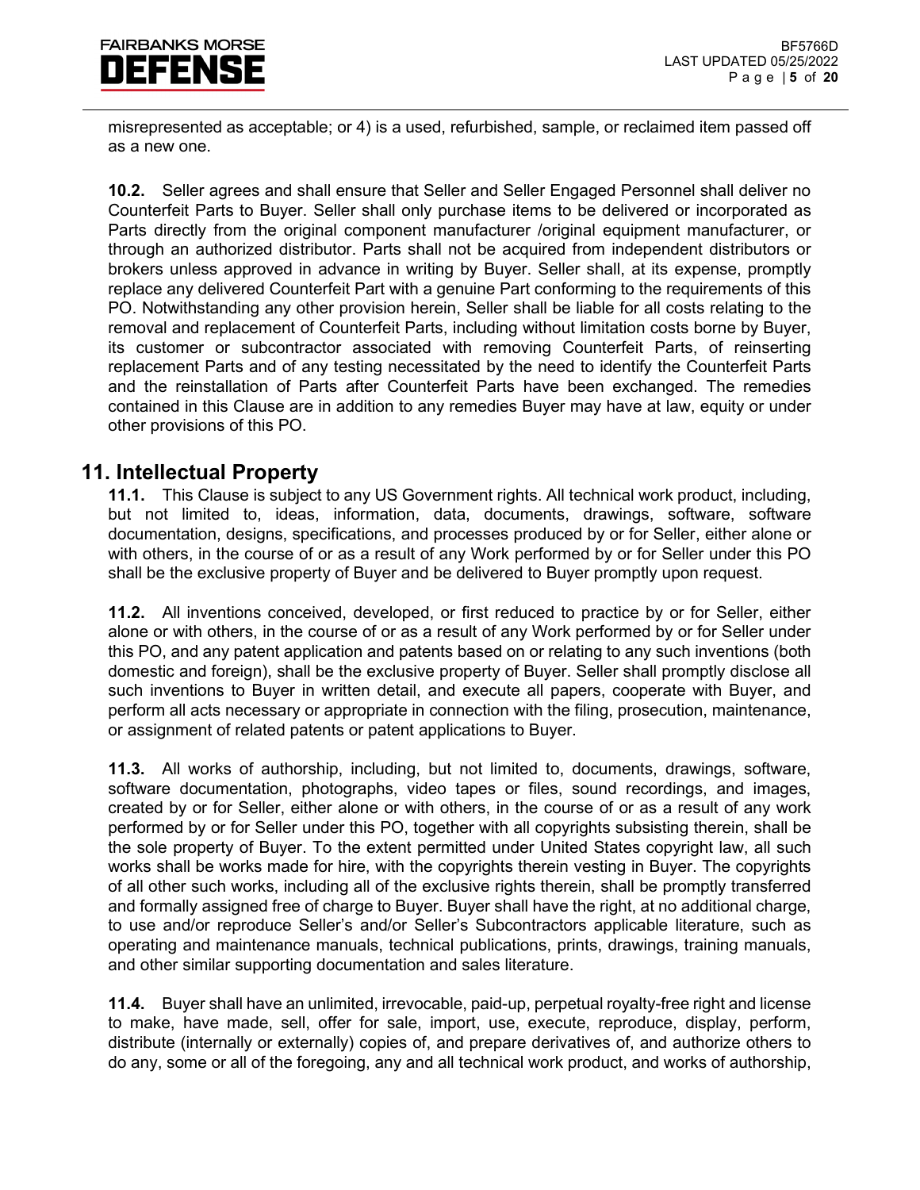misrepresented as acceptable; or 4) is a used, refurbished, sample, or reclaimed item passed off as a new one.

**10.2.** Seller agrees and shall ensure that Seller and Seller Engaged Personnel shall deliver no Counterfeit Parts to Buyer. Seller shall only purchase items to be delivered or incorporated as Parts directly from the original component manufacturer /original equipment manufacturer, or through an authorized distributor. Parts shall not be acquired from independent distributors or brokers unless approved in advance in writing by Buyer. Seller shall, at its expense, promptly replace any delivered Counterfeit Part with a genuine Part conforming to the requirements of this PO. Notwithstanding any other provision herein, Seller shall be liable for all costs relating to the removal and replacement of Counterfeit Parts, including without limitation costs borne by Buyer, its customer or subcontractor associated with removing Counterfeit Parts, of reinserting replacement Parts and of any testing necessitated by the need to identify the Counterfeit Parts and the reinstallation of Parts after Counterfeit Parts have been exchanged. The remedies contained in this Clause are in addition to any remedies Buyer may have at law, equity or under other provisions of this PO.

## 11. Intellectual Property

**11.1.** This Clause is subject to any US Government rights. All technical work product, including, but not limited to, ideas, information, data, documents, drawings, software, software documentation, designs, specifications, and processes produced by or for Seller, either alone or with others, in the course of or as a result of any Work performed by or for Seller under this PO shall be the exclusive property of Buyer and be delivered to Buyer promptly upon request.

**11.2.** All inventions conceived, developed, or first reduced to practice by or for Seller, either alone or with others, in the course of or as a result of any Work performed by or for Seller under this PO, and any patent application and patents based on or relating to any such inventions (both domestic and foreign), shall be the exclusive property of Buyer. Seller shall promptly disclose all such inventions to Buyer in written detail, and execute all papers, cooperate with Buyer, and perform all acts necessary or appropriate in connection with the filing, prosecution, maintenance, or assignment of related patents or patent applications to Buyer.

**11.3.** All works of authorship, including, but not limited to, documents, drawings, software, software documentation, photographs, video tapes or files, sound recordings, and images, created by or for Seller, either alone or with others, in the course of or as a result of any work performed by or for Seller under this PO, together with all copyrights subsisting therein, shall be the sole property of Buyer. To the extent permitted under United States copyright law, all such works shall be works made for hire, with the copyrights therein vesting in Buyer. The copyrights of all other such works, including all of the exclusive rights therein, shall be promptly transferred and formally assigned free of charge to Buyer. Buyer shall have the right, at no additional charge, to use and/or reproduce Seller's and/or Seller's Subcontractors applicable literature, such as operating and maintenance manuals, technical publications, prints, drawings, training manuals, and other similar supporting documentation and sales literature.

**11.4.** Buyer shall have an unlimited, irrevocable, paid-up, perpetual royalty-free right and license to make, have made, sell, offer for sale, import, use, execute, reproduce, display, perform, distribute (internally or externally) copies of, and prepare derivatives of, and authorize others to do any, some or all of the foregoing, any and all technical work product, and works of authorship,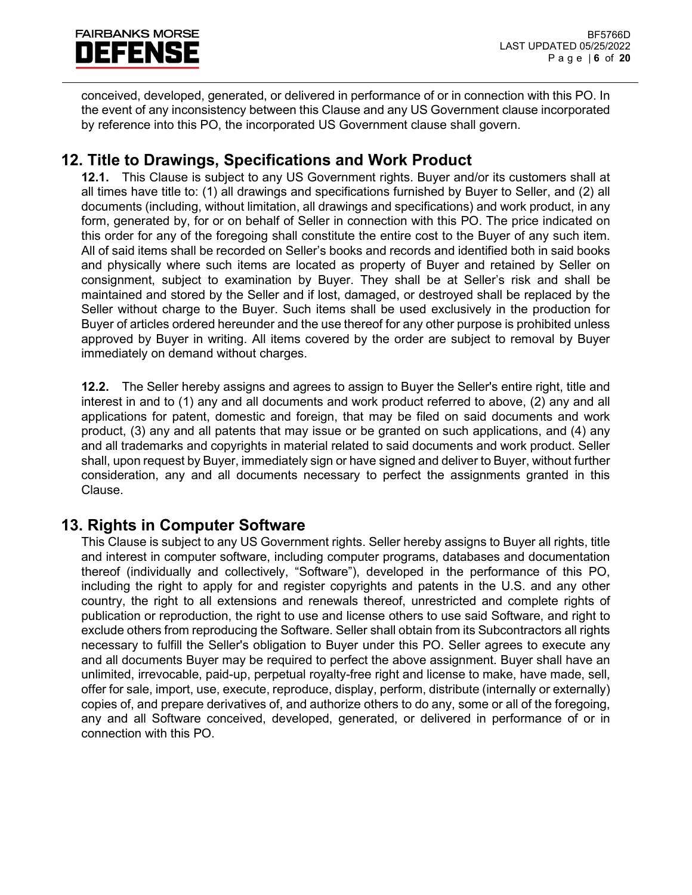conceived, developed, generated, or delivered in performance of or in connection with this PO. In the event of any inconsistency between this Clause and any US Government clause incorporated by reference into this PO, the incorporated US Government clause shall govern.

## 12. Title to Drawings, Specifications and Work Product

**12.1.** This Clause is subject to any US Government rights. Buyer and/or its customers shall at all times have title to: (1) all drawings and specifications furnished by Buyer to Seller, and (2) all documents (including, without limitation, all drawings and specifications) and work product, in any form, generated by, for or on behalf of Seller in connection with this PO. The price indicated on this order for any of the foregoing shall constitute the entire cost to the Buyer of any such item. All of said items shall be recorded on Seller's books and records and identified both in said books and physically where such items are located as property of Buyer and retained by Seller on consignment, subject to examination by Buyer. They shall be at Seller's risk and shall be maintained and stored by the Seller and if lost, damaged, or destroyed shall be replaced by the Seller without charge to the Buyer. Such items shall be used exclusively in the production for Buyer of articles ordered hereunder and the use thereof for any other purpose is prohibited unless approved by Buyer in writing. All items covered by the order are subject to removal by Buyer immediately on demand without charges.

**12.2.** The Seller hereby assigns and agrees to assign to Buyer the Seller's entire right, title and interest in and to (1) any and all documents and work product referred to above, (2) any and all applications for patent, domestic and foreign, that may be filed on said documents and work product, (3) any and all patents that may issue or be granted on such applications, and (4) any and all trademarks and copyrights in material related to said documents and work product. Seller shall, upon request by Buyer, immediately sign or have signed and deliver to Buyer, without further consideration, any and all documents necessary to perfect the assignments granted in this Clause.

## 13. Rights in Computer Software

This Clause is subject to any US Government rights. Seller hereby assigns to Buyer all rights, title and interest in computer software, including computer programs, databases and documentation thereof (individually and collectively, "Software"), developed in the performance of this PO, including the right to apply for and register copyrights and patents in the U.S. and any other country, the right to all extensions and renewals thereof, unrestricted and complete rights of publication or reproduction, the right to use and license others to use said Software, and right to exclude others from reproducing the Software. Seller shall obtain from its Subcontractors all rights necessary to fulfill the Seller's obligation to Buyer under this PO. Seller agrees to execute any and all documents Buyer may be required to perfect the above assignment. Buyer shall have an unlimited, irrevocable, paid-up, perpetual royalty-free right and license to make, have made, sell, offer for sale, import, use, execute, reproduce, display, perform, distribute (internally or externally) copies of, and prepare derivatives of, and authorize others to do any, some or all of the foregoing, any and all Software conceived, developed, generated, or delivered in performance of or in connection with this PO.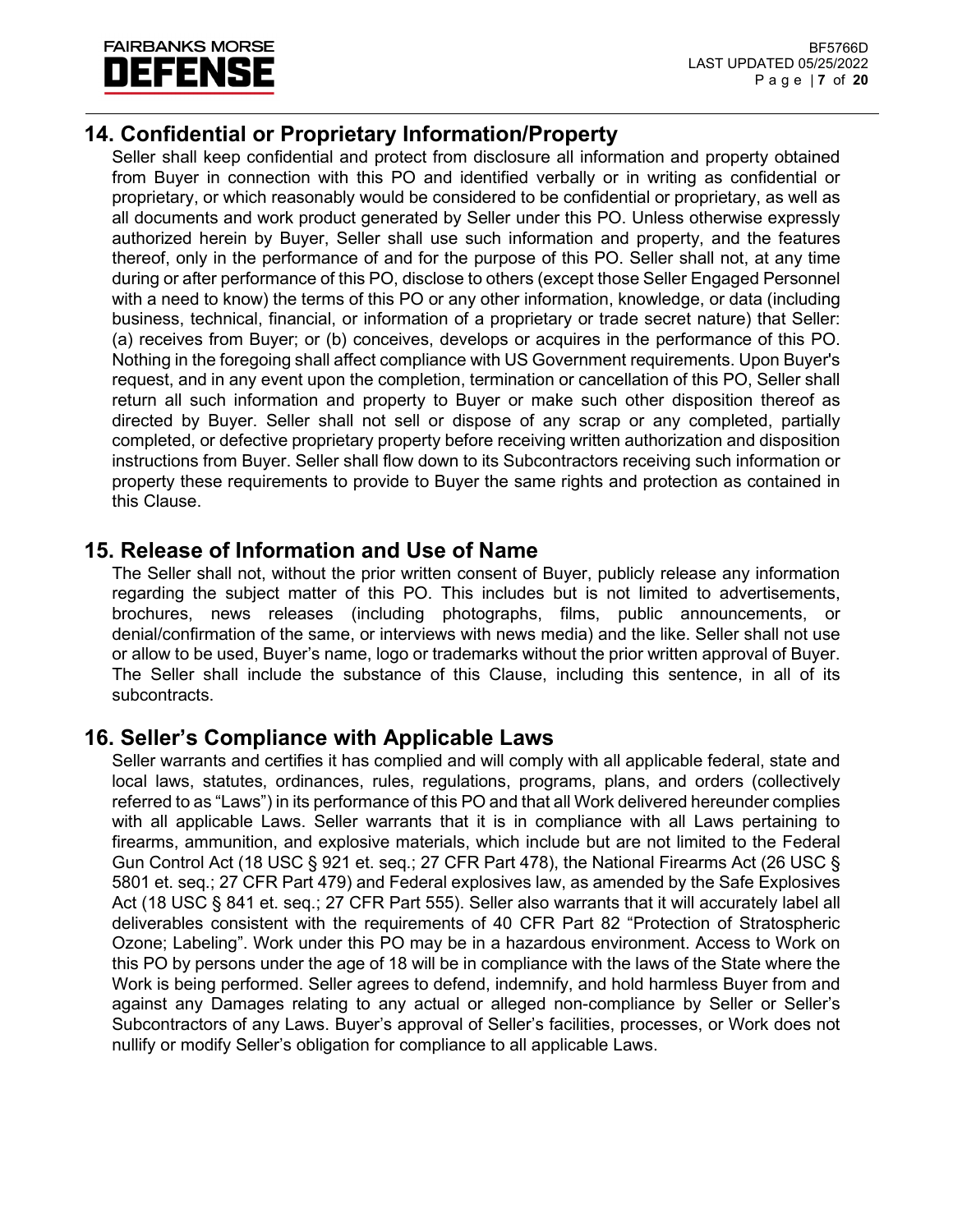## 14. Confidential or Proprietary Information/Property

Seller shall keep confidential and protect from disclosure all information and property obtained from Buyer in connection with this PO and identified verbally or in writing as confidential or proprietary, or which reasonably would be considered to be confidential or proprietary, as well as all documents and work product generated by Seller under this PO. Unless otherwise expressly authorized herein by Buyer, Seller shall use such information and property, and the features thereof, only in the performance of and for the purpose of this PO. Seller shall not, at any time during or after performance of this PO, disclose to others (except those Seller Engaged Personnel with a need to know) the terms of this PO or any other information, knowledge, or data (including business, technical, financial, or information of a proprietary or trade secret nature) that Seller: (a) receives from Buyer; or (b) conceives, develops or acquires in the performance of this PO. Nothing in the foregoing shall affect compliance with US Government requirements. Upon Buyer's request, and in any event upon the completion, termination or cancellation of this PO, Seller shall return all such information and property to Buyer or make such other disposition thereof as directed by Buyer. Seller shall not sell or dispose of any scrap or any completed, partially completed, or defective proprietary property before receiving written authorization and disposition instructions from Buyer. Seller shall flow down to its Subcontractors receiving such information or property these requirements to provide to Buyer the same rights and protection as contained in this Clause.

## 15. Release of Information and Use of Name

The Seller shall not, without the prior written consent of Buyer, publicly release any information regarding the subject matter of this PO. This includes but is not limited to advertisements, brochures, news releases (including photographs, films, public announcements, or denial/confirmation of the same, or interviews with news media) and the like. Seller shall not use or allow to be used, Buyer's name, logo or trademarks without the prior written approval of Buyer. The Seller shall include the substance of this Clause, including this sentence, in all of its subcontracts.

## 16. Seller's Compliance with Applicable Laws

Seller warrants and certifies it has complied and will comply with all applicable federal, state and local laws, statutes, ordinances, rules, regulations, programs, plans, and orders (collectively referred to as "Laws") in its performance of this PO and that all Work delivered hereunder complies with all applicable Laws. Seller warrants that it is in compliance with all Laws pertaining to firearms, ammunition, and explosive materials, which include but are not limited to the Federal Gun Control Act (18 USC § 921 et. seq.; 27 CFR Part 478), the National Firearms Act (26 USC § 5801 et. seq.; 27 CFR Part 479) and Federal explosives law, as amended by the Safe Explosives Act (18 USC § 841 et. seq.; 27 CFR Part 555). Seller also warrants that it will accurately label all deliverables consistent with the requirements of 40 CFR Part 82 "Protection of Stratospheric Ozone; Labeling". Work under this PO may be in a hazardous environment. Access to Work on this PO by persons under the age of 18 will be in compliance with the laws of the State where the Work is being performed. Seller agrees to defend, indemnify, and hold harmless Buyer from and against any Damages relating to any actual or alleged non-compliance by Seller or Seller's Subcontractors of any Laws. Buyer's approval of Seller's facilities, processes, or Work does not nullify or modify Seller's obligation for compliance to all applicable Laws.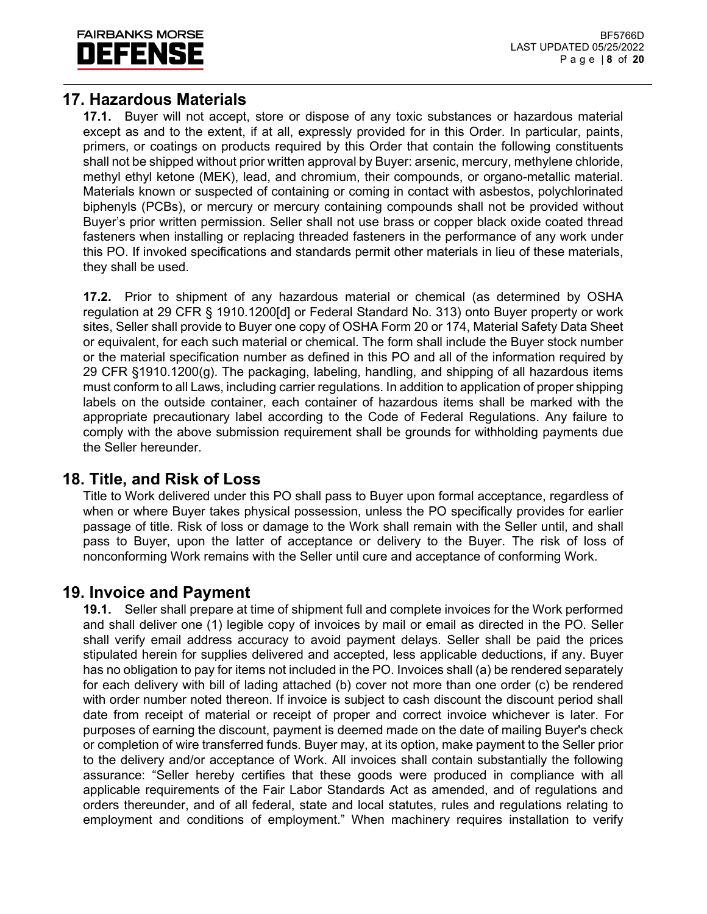## 17. Hazardous Materials

**17.1.** Buyer will not accept, store or dispose of any toxic substances or hazardous material except as and to the extent, if at all, expressly provided for in this Order. In particular, paints, primers, or coatings on products required by this Order that contain the following constituents shall not be shipped without prior written approval by Buyer: arsenic, mercury, methylene chloride, methyl ethyl ketone (MEK), lead, and chromium, their compounds, or organo-metallic material. Materials known or suspected of containing or coming in contact with asbestos, polychlorinated biphenyls (PCBs), or mercury or mercury containing compounds shall not be provided without Buyer's prior written permission. Seller shall not use brass or copper black oxide coated thread fasteners when installing or replacing threaded fasteners in the performance of any work under this PO. If invoked specifications and standards permit other materials in lieu of these materials, they shall be used.

**17.2.** Prior to shipment of any hazardous material or chemical (as determined by OSHA regulation at 29 CFR § 1910.1200[d] or Federal Standard No. 313) onto Buyer property or work sites, Seller shall provide to Buyer one copy of OSHA Form 20 or 174, Material Safety Data Sheet or equivalent, for each such material or chemical. The form shall include the Buyer stock number or the material specification number as defined in this PO and all of the information required by 29 CFR §1910.1200(g). The packaging, labeling, handling, and shipping of all hazardous items must conform to all Laws, including carrier regulations. In addition to application of proper shipping labels on the outside container, each container of hazardous items shall be marked with the appropriate precautionary label according to the Code of Federal Regulations. Any failure to comply with the above submission requirement shall be grounds for withholding payments due the Seller hereunder.

## 18. Title, and Risk of Loss

Title to Work delivered under this PO shall pass to Buyer upon formal acceptance, regardless of when or where Buyer takes physical possession, unless the PO specifically provides for earlier passage of title. Risk of loss or damage to the Work shall remain with the Seller until, and shall pass to Buyer, upon the latter of acceptance or delivery to the Buyer. The risk of loss of nonconforming Work remains with the Seller until cure and acceptance of conforming Work.

## 19. Invoice and Payment

**19.1.** Seller shall prepare at time of shipment full and complete invoices for the Work performed and shall deliver one (1) legible copy of invoices by mail or email as directed in the PO. Seller shall verify email address accuracy to avoid payment delays. Seller shall be paid the prices stipulated herein for supplies delivered and accepted, less applicable deductions, if any. Buyer has no obligation to pay for items not included in the PO. Invoices shall (a) be rendered separately for each delivery with bill of lading attached (b) cover not more than one order (c) be rendered with order number noted thereon. If invoice is subject to cash discount the discount period shall date from receipt of material or receipt of proper and correct invoice whichever is later. For purposes of earning the discount, payment is deemed made on the date of mailing Buyer's check or completion of wire transferred funds. Buyer may, at its option, make payment to the Seller prior to the delivery and/or acceptance of Work. All invoices shall contain substantially the following assurance: "Seller hereby certifies that these goods were produced in compliance with all applicable requirements of the Fair Labor Standards Act as amended, and of regulations and orders thereunder, and of all federal, state and local statutes, rules and regulations relating to employment and conditions of employment." When machinery requires installation to verify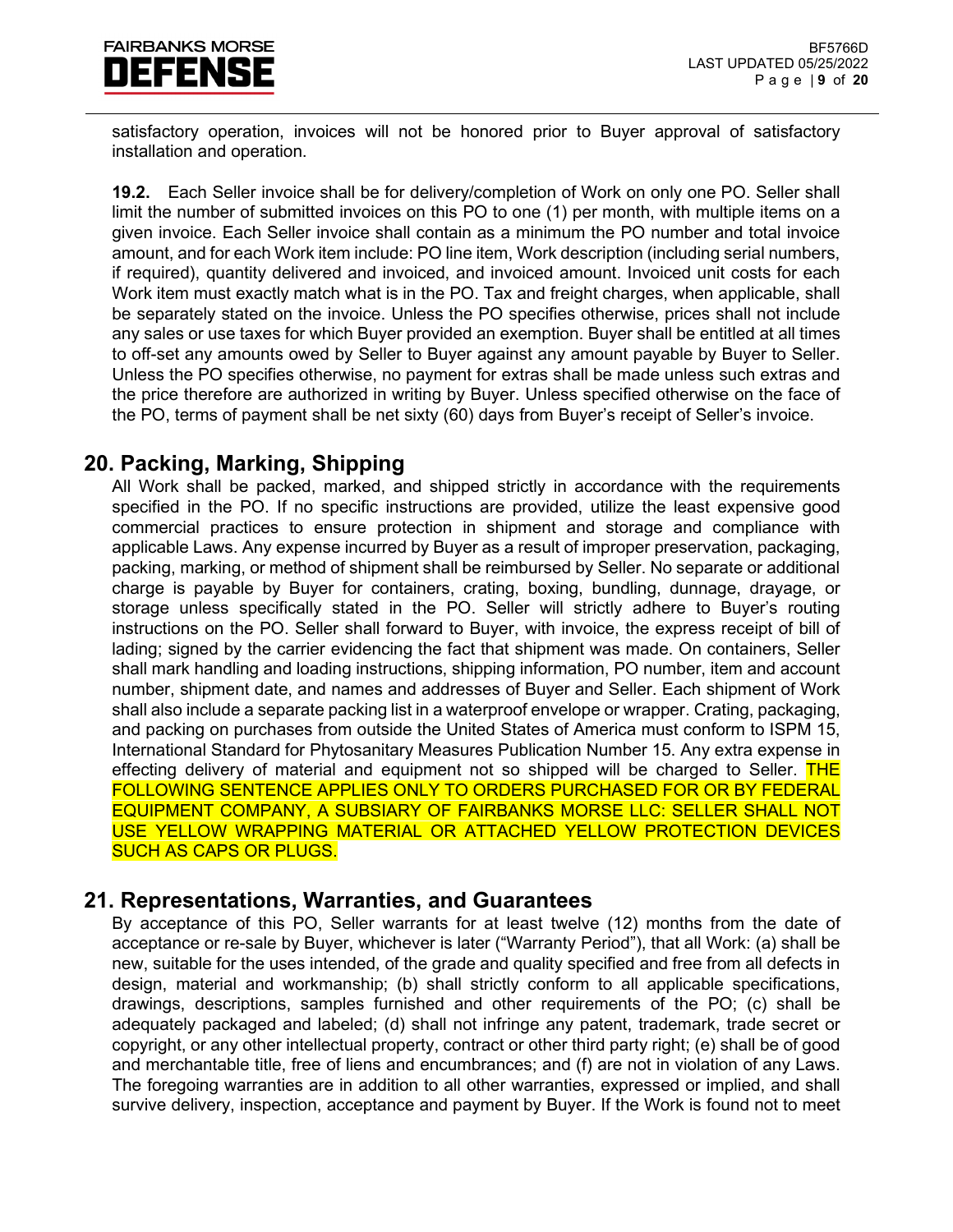satisfactory operation, invoices will not be honored prior to Buyer approval of satisfactory installation and operation.

**19.2.** Each Seller invoice shall be for delivery/completion of Work on only one PO. Seller shall limit the number of submitted invoices on this PO to one (1) per month, with multiple items on a given invoice. Each Seller invoice shall contain as a minimum the PO number and total invoice amount, and for each Work item include: PO line item, Work description (including serial numbers, if required), quantity delivered and invoiced, and invoiced amount. Invoiced unit costs for each Work item must exactly match what is in the PO. Tax and freight charges, when applicable, shall be separately stated on the invoice. Unless the PO specifies otherwise, prices shall not include any sales or use taxes for which Buyer provided an exemption. Buyer shall be entitled at all times to off-set any amounts owed by Seller to Buyer against any amount payable by Buyer to Seller. Unless the PO specifies otherwise, no payment for extras shall be made unless such extras and the price therefore are authorized in writing by Buyer. Unless specified otherwise on the face of the PO, terms of payment shall be net sixty (60) days from Buyer's receipt of Seller's invoice.

## 20. Packing, Marking, Shipping

All Work shall be packed, marked, and shipped strictly in accordance with the requirements specified in the PO. If no specific instructions are provided, utilize the least expensive good commercial practices to ensure protection in shipment and storage and compliance with applicable Laws. Any expense incurred by Buyer as a result of improper preservation, packaging, packing, marking, or method of shipment shall be reimbursed by Seller. No separate or additional charge is payable by Buyer for containers, crating, boxing, bundling, dunnage, drayage, or storage unless specifically stated in the PO. Seller will strictly adhere to Buyer's routing instructions on the PO. Seller shall forward to Buyer, with invoice, the express receipt of bill of lading; signed by the carrier evidencing the fact that shipment was made. On containers, Seller shall mark handling and loading instructions, shipping information, PO number, item and account number, shipment date, and names and addresses of Buyer and Seller. Each shipment of Work shall also include a separate packing list in a waterproof envelope or wrapper. Crating, packaging, and packing on purchases from outside the United States of America must conform to ISPM 15, International Standard for Phytosanitary Measures Publication Number 15. Any extra expense in effecting delivery of material and equipment not so shipped will be charged to Seller. THE FOLLOWING SENTENCE APPLIES ONLY TO ORDERS PURCHASED FOR OR BY FEDERAL EQUIPMENT COMPANY, A SUBSIARY OF FAIRBANKS MORSE LLC: SELLER SHALL NOT USE YELLOW WRAPPING MATERIAL OR ATTACHED YELLOW PROTECTION DEVICES SUCH AS CAPS OR PLUGS.

## 21. Representations, Warranties, and Guarantees

By acceptance of this PO, Seller warrants for at least twelve (12) months from the date of acceptance or re-sale by Buyer, whichever is later ("Warranty Period"), that all Work: (a) shall be new, suitable for the uses intended, of the grade and quality specified and free from all defects in design, material and workmanship; (b) shall strictly conform to all applicable specifications, drawings, descriptions, samples furnished and other requirements of the PO; (c) shall be adequately packaged and labeled; (d) shall not infringe any patent, trademark, trade secret or copyright, or any other intellectual property, contract or other third party right; (e) shall be of good and merchantable title, free of liens and encumbrances; and (f) are not in violation of any Laws. The foregoing warranties are in addition to all other warranties, expressed or implied, and shall survive delivery, inspection, acceptance and payment by Buyer. If the Work is found not to meet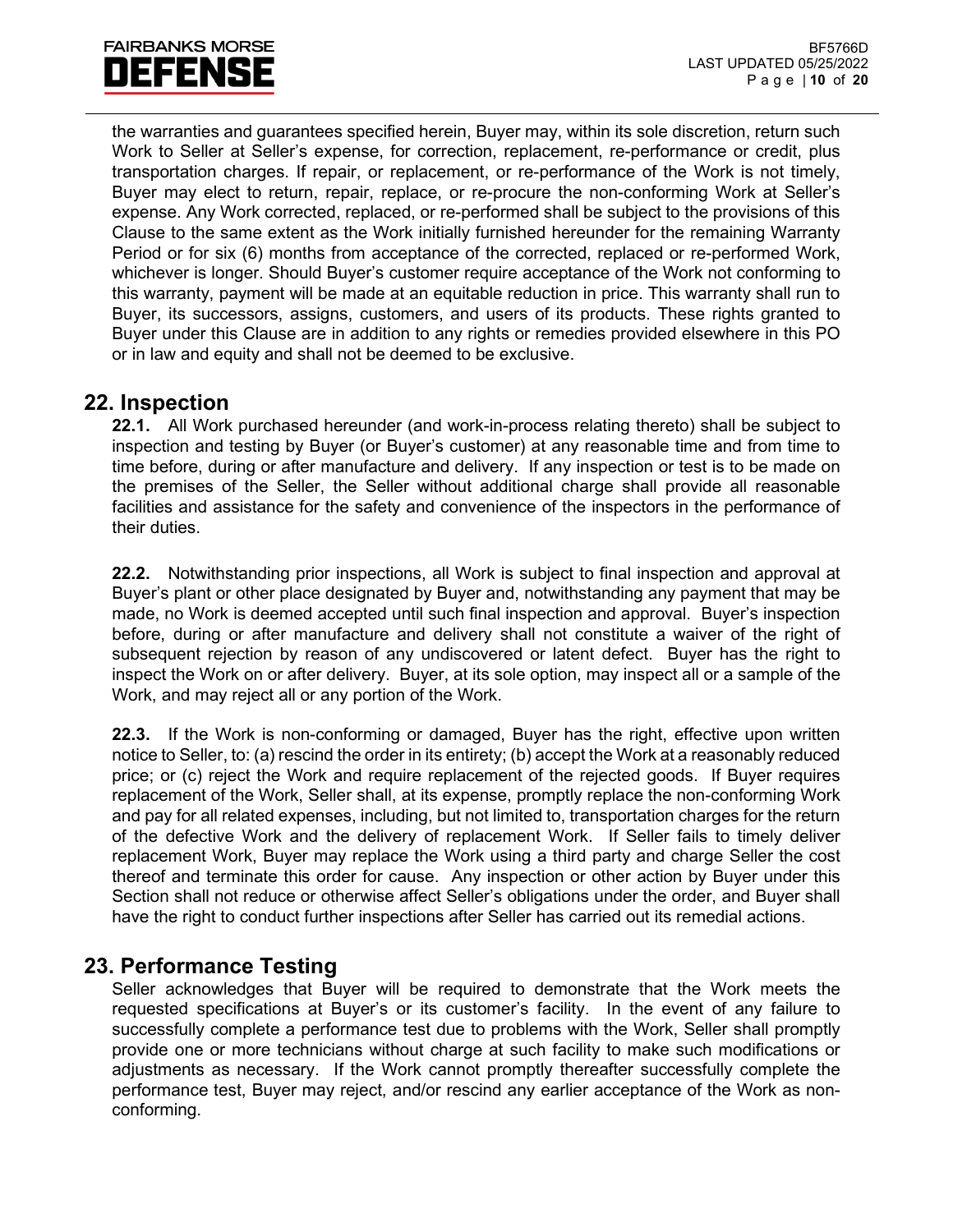the warranties and guarantees specified herein, Buyer may, within its sole discretion, return such Work to Seller at Seller's expense, for correction, replacement, re-performance or credit, plus transportation charges. If repair, or replacement, or re-performance of the Work is not timely, Buyer may elect to return, repair, replace, or re-procure the non-conforming Work at Seller's expense. Any Work corrected, replaced, or re-performed shall be subject to the provisions of this Clause to the same extent as the Work initially furnished hereunder for the remaining Warranty Period or for six (6) months from acceptance of the corrected, replaced or re-performed Work, whichever is longer. Should Buyer's customer require acceptance of the Work not conforming to this warranty, payment will be made at an equitable reduction in price. This warranty shall run to Buyer, its successors, assigns, customers, and users of its products. These rights granted to Buyer under this Clause are in addition to any rights or remedies provided elsewhere in this PO or in law and equity and shall not be deemed to be exclusive.

## 22. Inspection

**22.1.** All Work purchased hereunder (and work-in-process relating thereto) shall be subject to inspection and testing by Buyer (or Buyer's customer) at any reasonable time and from time to time before, during or after manufacture and delivery. If any inspection or test is to be made on the premises of the Seller, the Seller without additional charge shall provide all reasonable facilities and assistance for the safety and convenience of the inspectors in the performance of their duties.

**22.2.** Notwithstanding prior inspections, all Work is subject to final inspection and approval at Buyer's plant or other place designated by Buyer and, notwithstanding any payment that may be made, no Work is deemed accepted until such final inspection and approval. Buyer's inspection before, during or after manufacture and delivery shall not constitute a waiver of the right of subsequent rejection by reason of any undiscovered or latent defect. Buyer has the right to inspect the Work on or after delivery. Buyer, at its sole option, may inspect all or a sample of the Work, and may reject all or any portion of the Work.

**22.3.** If the Work is non-conforming or damaged, Buyer has the right, effective upon written notice to Seller, to: (a) rescind the order in its entirety; (b) accept the Work at a reasonably reduced price; or (c) reject the Work and require replacement of the rejected goods. If Buyer requires replacement of the Work, Seller shall, at its expense, promptly replace the non-conforming Work and pay for all related expenses, including, but not limited to, transportation charges for the return of the defective Work and the delivery of replacement Work. If Seller fails to timely deliver replacement Work, Buyer may replace the Work using a third party and charge Seller the cost thereof and terminate this order for cause. Any inspection or other action by Buyer under this Section shall not reduce or otherwise affect Seller's obligations under the order, and Buyer shall have the right to conduct further inspections after Seller has carried out its remedial actions.

## 23. Performance Testing

Seller acknowledges that Buyer will be required to demonstrate that the Work meets the requested specifications at Buyer's or its customer's facility. In the event of any failure to successfully complete a performance test due to problems with the Work, Seller shall promptly provide one or more technicians without charge at such facility to make such modifications or adjustments as necessary. If the Work cannot promptly thereafter successfully complete the performance test, Buyer may reject, and/or rescind any earlier acceptance of the Work as non-conforming.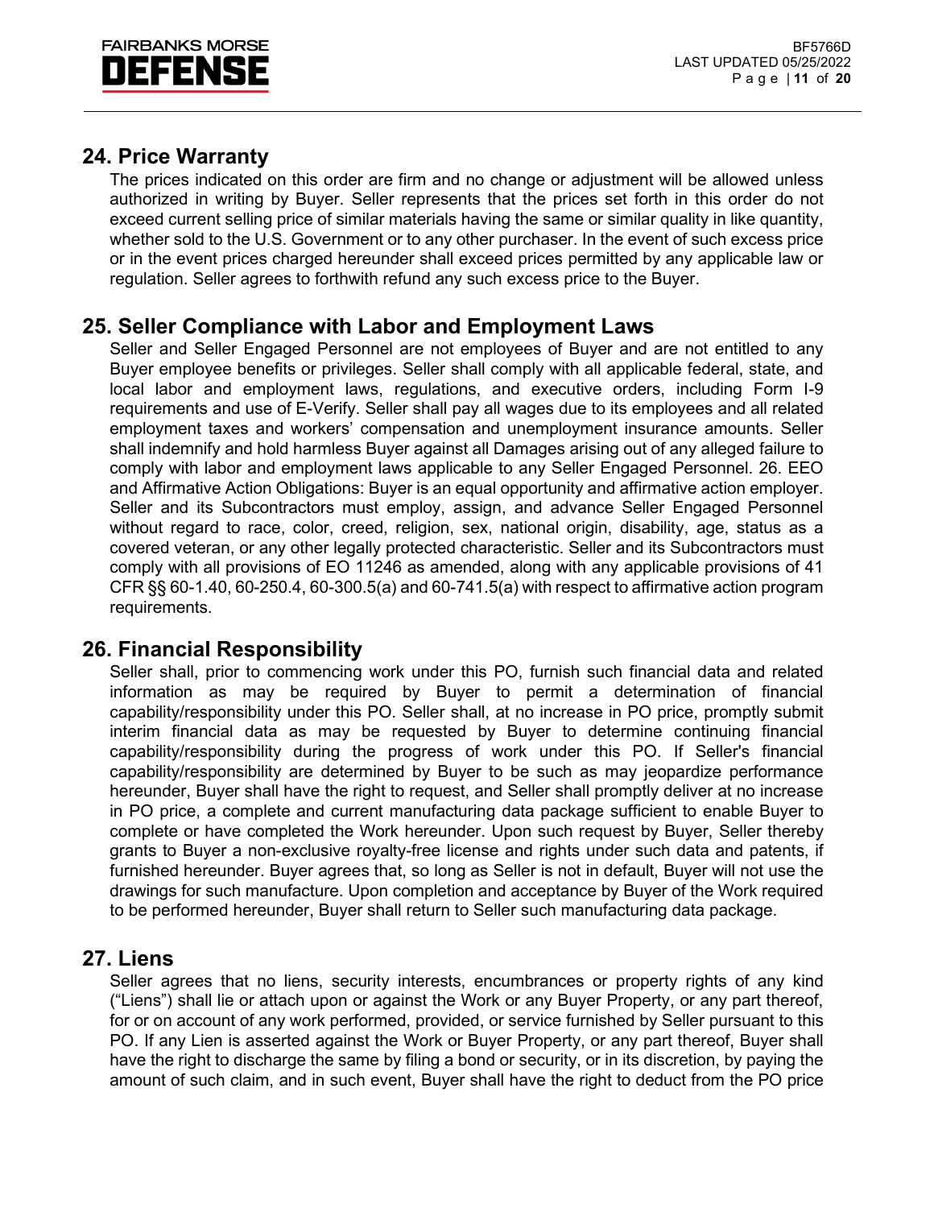## 24. Price Warranty

The prices indicated on this order are firm and no change or adjustment will be allowed unless authorized in writing by Buyer. Seller represents that the prices set forth in this order do not exceed current selling price of similar materials having the same or similar quality in like quantity, whether sold to the U.S. Government or to any other purchaser. In the event of such excess price or in the event prices charged hereunder shall exceed prices permitted by any applicable law or regulation. Seller agrees to forthwith refund any such excess price to the Buyer.

## 25. Seller Compliance with Labor and Employment Laws

Seller and Seller Engaged Personnel are not employees of Buyer and are not entitled to any Buyer employee benefits or privileges. Seller shall comply with all applicable federal, state, and local labor and employment laws, regulations, and executive orders, including Form I-9 requirements and use of E-Verify. Seller shall pay all wages due to its employees and all related employment taxes and workers' compensation and unemployment insurance amounts. Seller shall indemnify and hold harmless Buyer against all Damages arising out of any alleged failure to comply with labor and employment laws applicable to any Seller Engaged Personnel. 26. EEO and Affirmative Action Obligations: Buyer is an equal opportunity and affirmative action employer. Seller and its Subcontractors must employ, assign, and advance Seller Engaged Personnel without regard to race, color, creed, religion, sex, national origin, disability, age, status as a covered veteran, or any other legally protected characteristic. Seller and its Subcontractors must comply with all provisions of EO 11246 as amended, along with any applicable provisions of 41 CFR §§ 60-1.40, 60-250.4, 60-300.5(a) and 60-741.5(a) with respect to affirmative action program requirements.

## 26. Financial Responsibility

Seller shall, prior to commencing work under this PO, furnish such financial data and related information as may be required by Buyer to permit a determination of financial capability/responsibility under this PO. Seller shall, at no increase in PO price, promptly submit interim financial data as may be requested by Buyer to determine continuing financial capability/responsibility during the progress of work under this PO. If Seller's financial capability/responsibility are determined by Buyer to be such as may jeopardize performance hereunder, Buyer shall have the right to request, and Seller shall promptly deliver at no increase in PO price, a complete and current manufacturing data package sufficient to enable Buyer to complete or have completed the Work hereunder. Upon such request by Buyer, Seller thereby grants to Buyer a non-exclusive royalty-free license and rights under such data and patents, if furnished hereunder. Buyer agrees that, so long as Seller is not in default, Buyer will not use the drawings for such manufacture. Upon completion and acceptance by Buyer of the Work required to be performed hereunder, Buyer shall return to Seller such manufacturing data package.

## 27. Liens

Seller agrees that no liens, security interests, encumbrances or property rights of any kind ("Liens") shall lie or attach upon or against the Work or any Buyer Property, or any part thereof, for or on account of any work performed, provided, or service furnished by Seller pursuant to this PO. If any Lien is asserted against the Work or Buyer Property, or any part thereof, Buyer shall have the right to discharge the same by filing a bond or security, or in its discretion, by paying the amount of such claim, and in such event, Buyer shall have the right to deduct from the PO price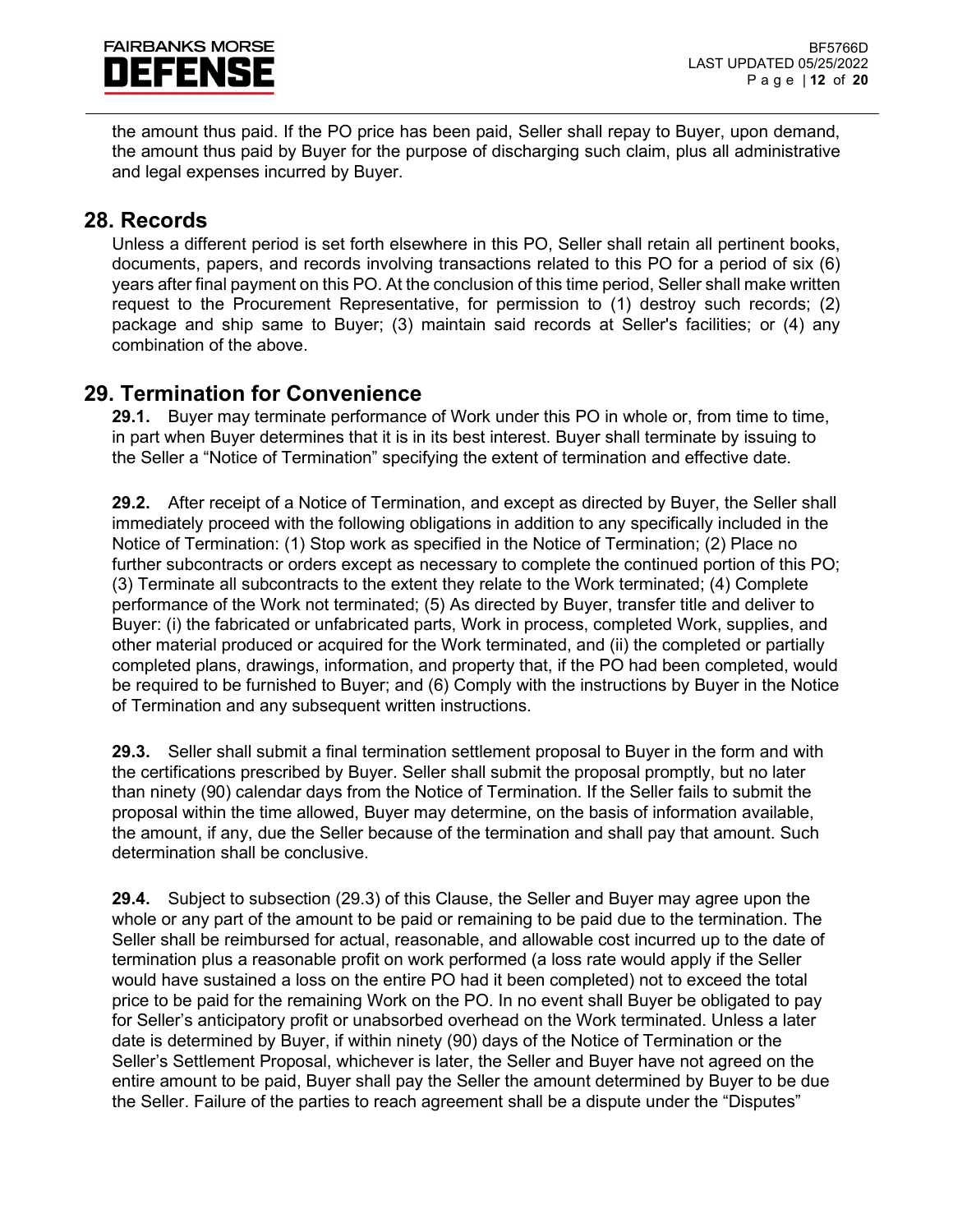the amount thus paid. If the PO price has been paid, Seller shall repay to Buyer, upon demand, the amount thus paid by Buyer for the purpose of discharging such claim, plus all administrative and legal expenses incurred by Buyer.

## 28. Records

Unless a different period is set forth elsewhere in this PO, Seller shall retain all pertinent books, documents, papers, and records involving transactions related to this PO for a period of six (6) years after final payment on this PO. At the conclusion of this time period, Seller shall make written request to the Procurement Representative, for permission to (1) destroy such records; (2) package and ship same to Buyer; (3) maintain said records at Seller's facilities; or (4) any combination of the above.

## 29. Termination for Convenience

**29.1.** Buyer may terminate performance of Work under this PO in whole or, from time to time, in part when Buyer determines that it is in its best interest. Buyer shall terminate by issuing to the Seller a "Notice of Termination" specifying the extent of termination and effective date.

**29.2.** After receipt of a Notice of Termination, and except as directed by Buyer, the Seller shall immediately proceed with the following obligations in addition to any specifically included in the Notice of Termination: (1) Stop work as specified in the Notice of Termination; (2) Place no further subcontracts or orders except as necessary to complete the continued portion of this PO; (3) Terminate all subcontracts to the extent they relate to the Work terminated; (4) Complete performance of the Work not terminated; (5) As directed by Buyer, transfer title and deliver to Buyer: (i) the fabricated or unfabricated parts, Work in process, completed Work, supplies, and other material produced or acquired for the Work terminated, and (ii) the completed or partially completed plans, drawings, information, and property that, if the PO had been completed, would be required to be furnished to Buyer; and (6) Comply with the instructions by Buyer in the Notice of Termination and any subsequent written instructions.

**29.3.** Seller shall submit a final termination settlement proposal to Buyer in the form and with the certifications prescribed by Buyer. Seller shall submit the proposal promptly, but no later than ninety (90) calendar days from the Notice of Termination. If the Seller fails to submit the proposal within the time allowed, Buyer may determine, on the basis of information available, the amount, if any, due the Seller because of the termination and shall pay that amount. Such determination shall be conclusive.

**29.4.** Subject to subsection (29.3) of this Clause, the Seller and Buyer may agree upon the whole or any part of the amount to be paid or remaining to be paid due to the termination. The Seller shall be reimbursed for actual, reasonable, and allowable cost incurred up to the date of termination plus a reasonable profit on work performed (a loss rate would apply if the Seller would have sustained a loss on the entire PO had it been completed) not to exceed the total price to be paid for the remaining Work on the PO. In no event shall Buyer be obligated to pay for Seller's anticipatory profit or unabsorbed overhead on the Work terminated. Unless a later date is determined by Buyer, if within ninety (90) days of the Notice of Termination or the Seller's Settlement Proposal, whichever is later, the Seller and Buyer have not agreed on the entire amount to be paid, Buyer shall pay the Seller the amount determined by Buyer to be due the Seller. Failure of the parties to reach agreement shall be a dispute under the "Disputes"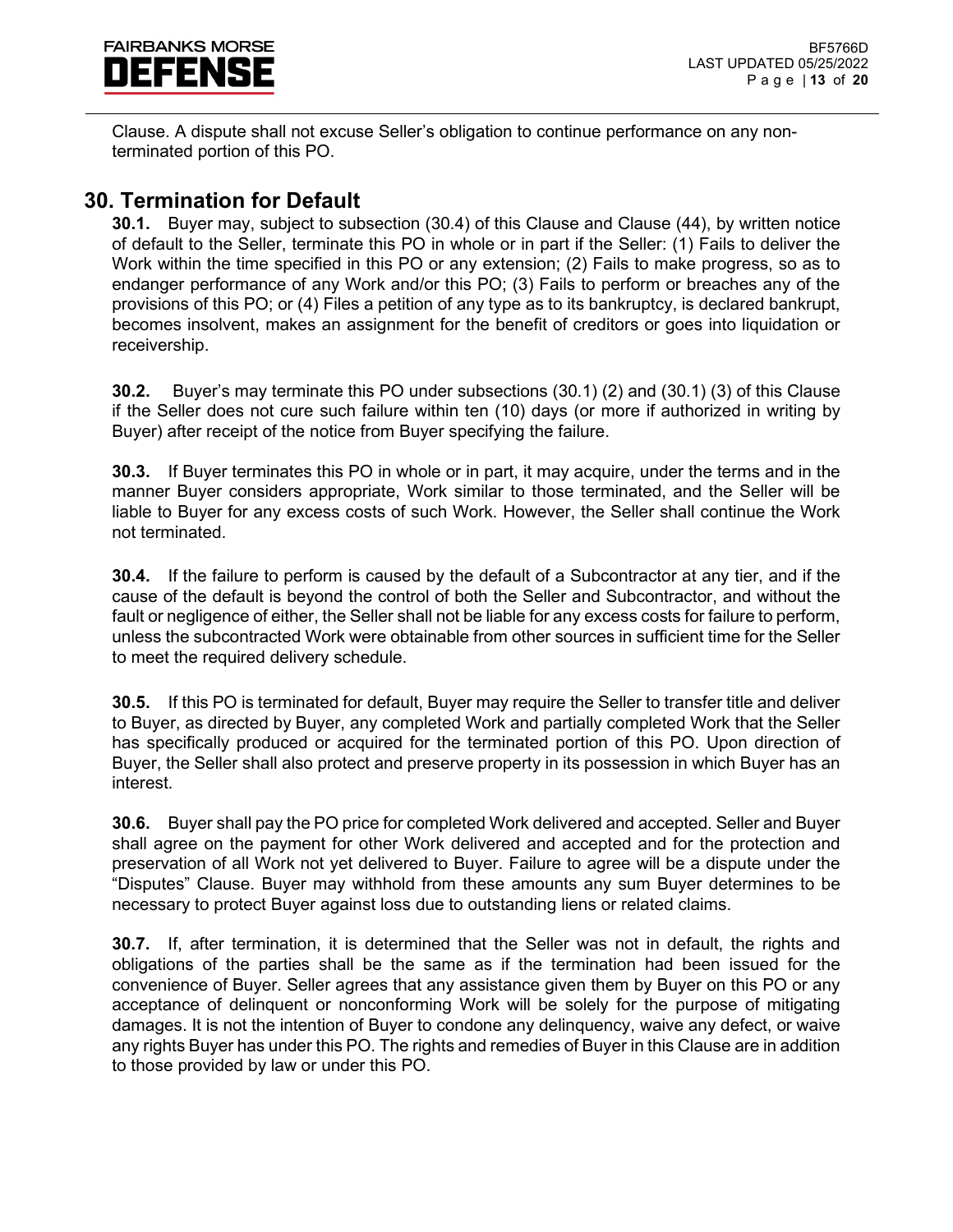Clause. A dispute shall not excuse Seller's obligation to continue performance on any non-terminated portion of this PO.

## 30. Termination for Default

**30.1.** Buyer may, subject to subsection (30.4) of this Clause and Clause (44), by written notice of default to the Seller, terminate this PO in whole or in part if the Seller: (1) Fails to deliver the Work within the time specified in this PO or any extension; (2) Fails to make progress, so as to endanger performance of any Work and/or this PO; (3) Fails to perform or breaches any of the provisions of this PO; or (4) Files a petition of any type as to its bankruptcy, is declared bankrupt, becomes insolvent, makes an assignment for the benefit of creditors or goes into liquidation or receivership.

**30.2.** Buyer's may terminate this PO under subsections (30.1) (2) and (30.1) (3) of this Clause if the Seller does not cure such failure within ten (10) days (or more if authorized in writing by Buyer) after receipt of the notice from Buyer specifying the failure.

**30.3.** If Buyer terminates this PO in whole or in part, it may acquire, under the terms and in the manner Buyer considers appropriate, Work similar to those terminated, and the Seller will be liable to Buyer for any excess costs of such Work. However, the Seller shall continue the Work not terminated.

**30.4.** If the failure to perform is caused by the default of a Subcontractor at any tier, and if the cause of the default is beyond the control of both the Seller and Subcontractor, and without the fault or negligence of either, the Seller shall not be liable for any excess costs for failure to perform, unless the subcontracted Work were obtainable from other sources in sufficient time for the Seller to meet the required delivery schedule.

**30.5.** If this PO is terminated for default, Buyer may require the Seller to transfer title and deliver to Buyer, as directed by Buyer, any completed Work and partially completed Work that the Seller has specifically produced or acquired for the terminated portion of this PO. Upon direction of Buyer, the Seller shall also protect and preserve property in its possession in which Buyer has an interest.

**30.6.** Buyer shall pay the PO price for completed Work delivered and accepted. Seller and Buyer shall agree on the payment for other Work delivered and accepted and for the protection and preservation of all Work not yet delivered to Buyer. Failure to agree will be a dispute under the "Disputes" Clause. Buyer may withhold from these amounts any sum Buyer determines to be necessary to protect Buyer against loss due to outstanding liens or related claims.

**30.7.** If, after termination, it is determined that the Seller was not in default, the rights and obligations of the parties shall be the same as if the termination had been issued for the convenience of Buyer. Seller agrees that any assistance given them by Buyer on this PO or any acceptance of delinquent or nonconforming Work will be solely for the purpose of mitigating damages. It is not the intention of Buyer to condone any delinquency, waive any defect, or waive any rights Buyer has under this PO. The rights and remedies of Buyer in this Clause are in addition to those provided by law or under this PO.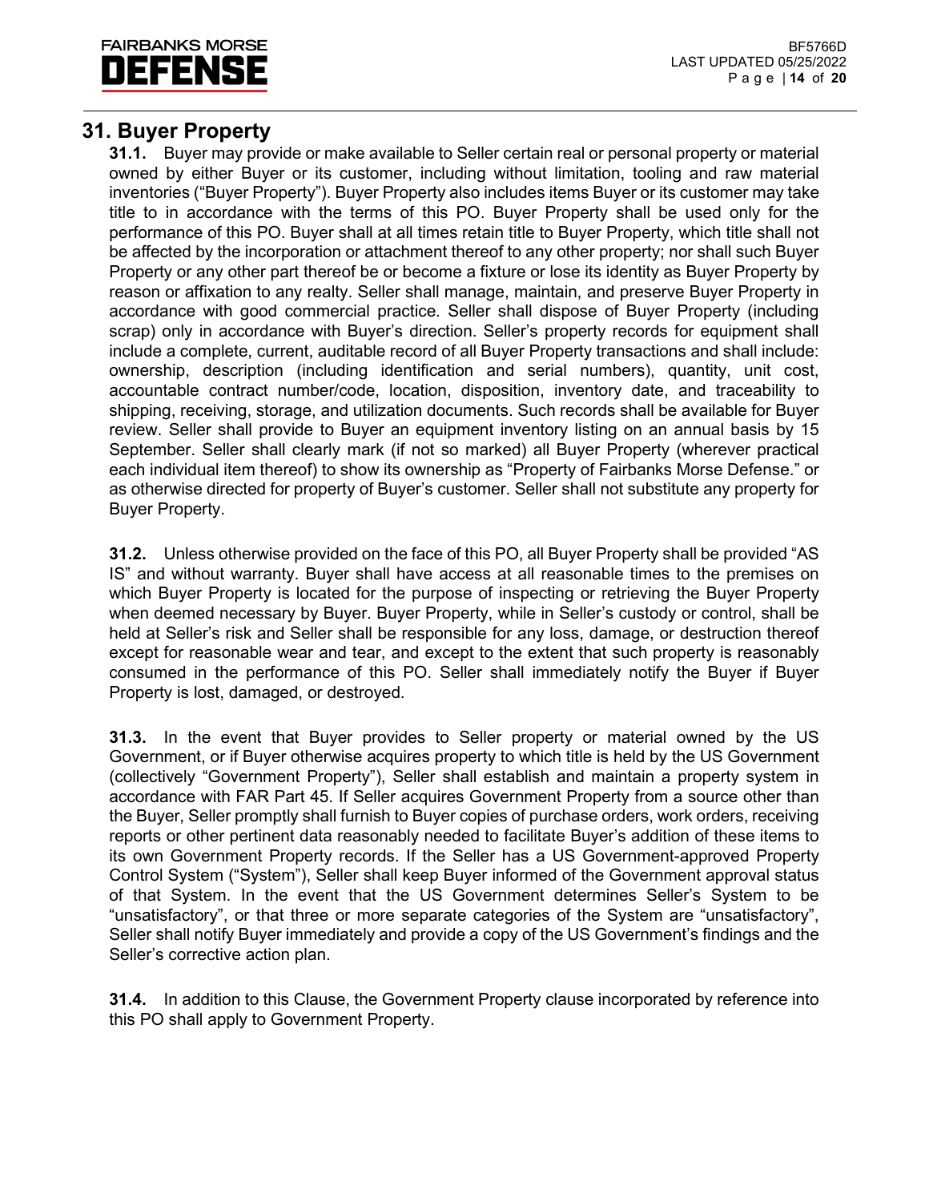## 31. Buyer Property

**31.1.** Buyer may provide or make available to Seller certain real or personal property or material owned by either Buyer or its customer, including without limitation, tooling and raw material inventories ("Buyer Property"). Buyer Property also includes items Buyer or its customer may take title to in accordance with the terms of this PO. Buyer Property shall be used only for the performance of this PO. Buyer shall at all times retain title to Buyer Property, which title shall not be affected by the incorporation or attachment thereof to any other property; nor shall such Buyer Property or any other part thereof be or become a fixture or lose its identity as Buyer Property by reason or affixation to any realty. Seller shall manage, maintain, and preserve Buyer Property in accordance with good commercial practice. Seller shall dispose of Buyer Property (including scrap) only in accordance with Buyer's direction. Seller's property records for equipment shall include a complete, current, auditable record of all Buyer Property transactions and shall include: ownership, description (including identification and serial numbers), quantity, unit cost, accountable contract number/code, location, disposition, inventory date, and traceability to shipping, receiving, storage, and utilization documents. Such records shall be available for Buyer review. Seller shall provide to Buyer an equipment inventory listing on an annual basis by 15 September. Seller shall clearly mark (if not so marked) all Buyer Property (wherever practical each individual item thereof) to show its ownership as "Property of Fairbanks Morse Defense." or as otherwise directed for property of Buyer's customer. Seller shall not substitute any property for Buyer Property.

**31.2.** Unless otherwise provided on the face of this PO, all Buyer Property shall be provided "AS IS" and without warranty. Buyer shall have access at all reasonable times to the premises on which Buyer Property is located for the purpose of inspecting or retrieving the Buyer Property when deemed necessary by Buyer. Buyer Property, while in Seller's custody or control, shall be held at Seller's risk and Seller shall be responsible for any loss, damage, or destruction thereof except for reasonable wear and tear, and except to the extent that such property is reasonably consumed in the performance of this PO. Seller shall immediately notify the Buyer if Buyer Property is lost, damaged, or destroyed.

**31.3.** In the event that Buyer provides to Seller property or material owned by the US Government, or if Buyer otherwise acquires property to which title is held by the US Government (collectively "Government Property"), Seller shall establish and maintain a property system in accordance with FAR Part 45. If Seller acquires Government Property from a source other than the Buyer, Seller promptly shall furnish to Buyer copies of purchase orders, work orders, receiving reports or other pertinent data reasonably needed to facilitate Buyer's addition of these items to its own Government Property records. If the Seller has a US Government-approved Property Control System ("System"), Seller shall keep Buyer informed of the Government approval status of that System. In the event that the US Government determines Seller's System to be "unsatisfactory", or that three or more separate categories of the System are "unsatisfactory", Seller shall notify Buyer immediately and provide a copy of the US Government's findings and the Seller's corrective action plan.

**31.4.** In addition to this Clause, the Government Property clause incorporated by reference into this PO shall apply to Government Property.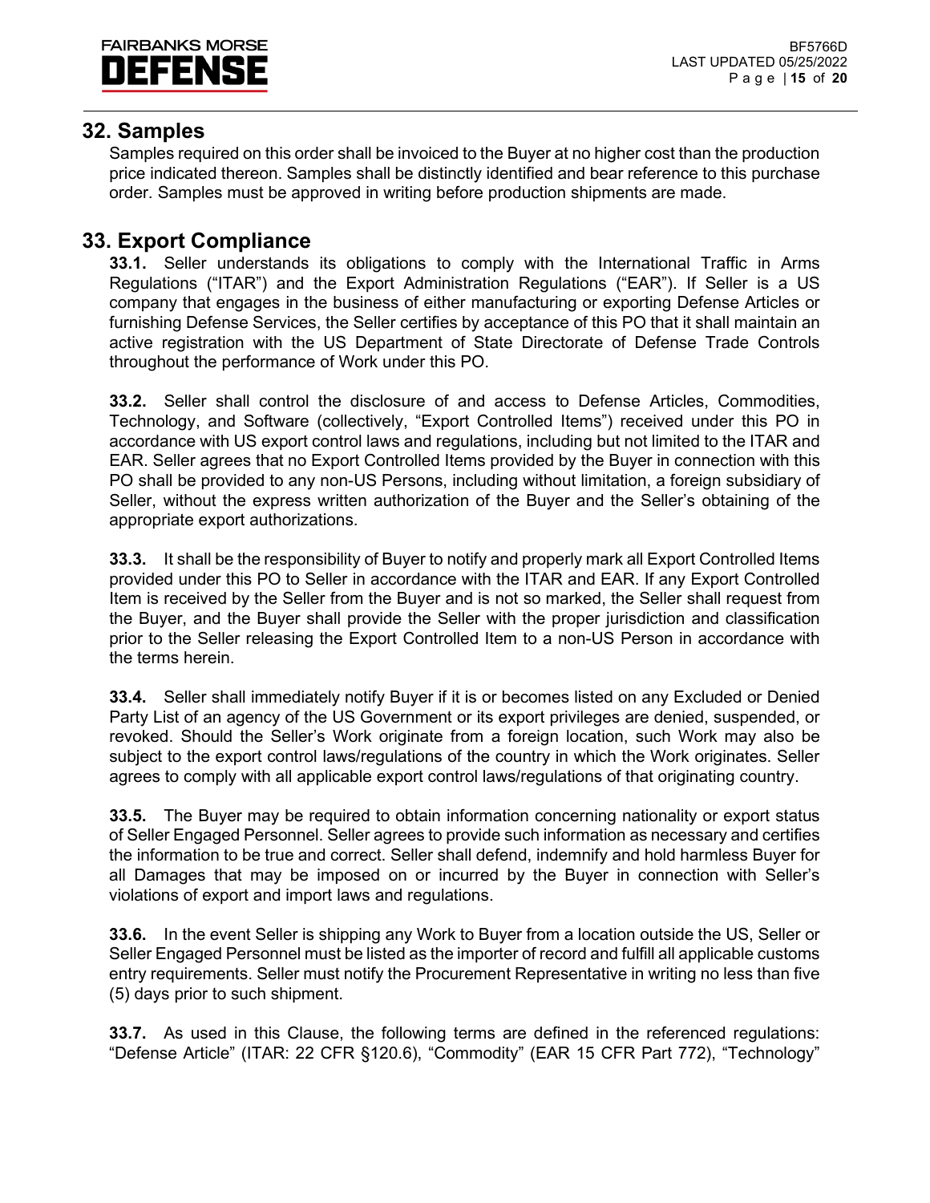## 32. Samples

Samples required on this order shall be invoiced to the Buyer at no higher cost than the production price indicated thereon. Samples shall be distinctly identified and bear reference to this purchase order. Samples must be approved in writing before production shipments are made.

## 33. Export Compliance

**33.1.** Seller understands its obligations to comply with the International Traffic in Arms Regulations ("ITAR") and the Export Administration Regulations ("EAR"). If Seller is a US company that engages in the business of either manufacturing or exporting Defense Articles or furnishing Defense Services, the Seller certifies by acceptance of this PO that it shall maintain an active registration with the US Department of State Directorate of Defense Trade Controls throughout the performance of Work under this PO.

**33.2.** Seller shall control the disclosure of and access to Defense Articles, Commodities, Technology, and Software (collectively, "Export Controlled Items") received under this PO in accordance with US export control laws and regulations, including but not limited to the ITAR and EAR. Seller agrees that no Export Controlled Items provided by the Buyer in connection with this PO shall be provided to any non-US Persons, including without limitation, a foreign subsidiary of Seller, without the express written authorization of the Buyer and the Seller's obtaining of the appropriate export authorizations.

**33.3.** It shall be the responsibility of Buyer to notify and properly mark all Export Controlled Items provided under this PO to Seller in accordance with the ITAR and EAR. If any Export Controlled Item is received by the Seller from the Buyer and is not so marked, the Seller shall request from the Buyer, and the Buyer shall provide the Seller with the proper jurisdiction and classification prior to the Seller releasing the Export Controlled Item to a non-US Person in accordance with the terms herein.

**33.4.** Seller shall immediately notify Buyer if it is or becomes listed on any Excluded or Denied Party List of an agency of the US Government or its export privileges are denied, suspended, or revoked. Should the Seller's Work originate from a foreign location, such Work may also be subject to the export control laws/regulations of the country in which the Work originates. Seller agrees to comply with all applicable export control laws/regulations of that originating country.

**33.5.** The Buyer may be required to obtain information concerning nationality or export status of Seller Engaged Personnel. Seller agrees to provide such information as necessary and certifies the information to be true and correct. Seller shall defend, indemnify and hold harmless Buyer for all Damages that may be imposed on or incurred by the Buyer in connection with Seller's violations of export and import laws and regulations.

**33.6.** In the event Seller is shipping any Work to Buyer from a location outside the US, Seller or Seller Engaged Personnel must be listed as the importer of record and fulfill all applicable customs entry requirements. Seller must notify the Procurement Representative in writing no less than five (5) days prior to such shipment.

**33.7.** As used in this Clause, the following terms are defined in the referenced regulations: "Defense Article" (ITAR: 22 CFR §120.6), "Commodity" (EAR 15 CFR Part 772), "Technology"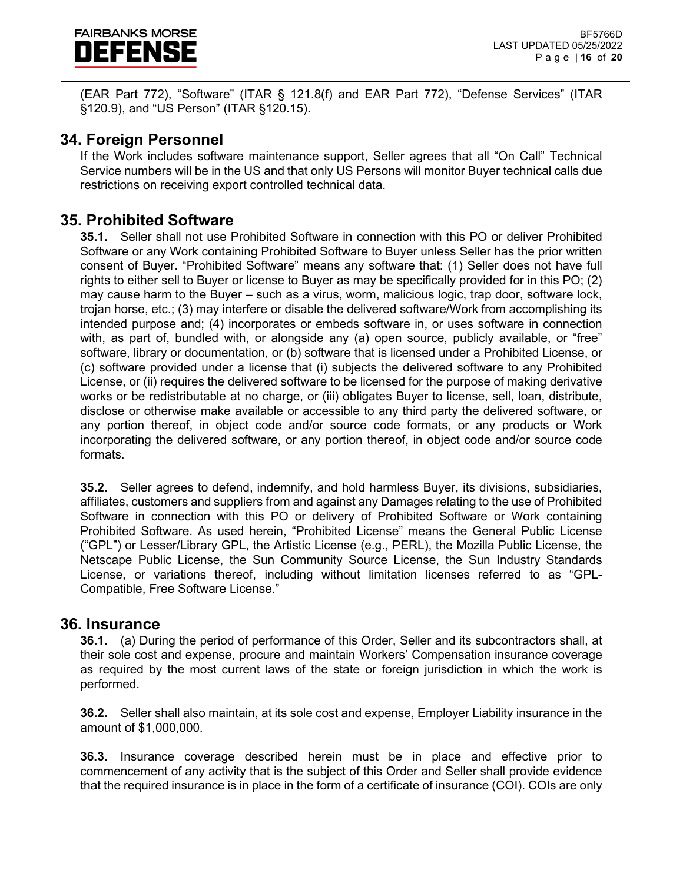(EAR Part 772), “Software” (ITAR § 121.8(f) and EAR Part 772), “Defense Services” (ITAR §120.9), and “US Person” (ITAR §120.15).

## 34. Foreign Personnel

If the Work includes software maintenance support, Seller agrees that all “On Call” Technical Service numbers will be in the US and that only US Persons will monitor Buyer technical calls due restrictions on receiving export controlled technical data.

## 35. Prohibited Software

**35.1.** Seller shall not use Prohibited Software in connection with this PO or deliver Prohibited Software or any Work containing Prohibited Software to Buyer unless Seller has the prior written consent of Buyer. “Prohibited Software” means any software that: (1) Seller does not have full rights to either sell to Buyer or license to Buyer as may be specifically provided for in this PO; (2) may cause harm to the Buyer – such as a virus, worm, malicious logic, trap door, software lock, trojan horse, etc.; (3) may interfere or disable the delivered software/Work from accomplishing its intended purpose and; (4) incorporates or embeds software in, or uses software in connection with, as part of, bundled with, or alongside any (a) open source, publicly available, or “free” software, library or documentation, or (b) software that is licensed under a Prohibited License, or (c) software provided under a license that (i) subjects the delivered software to any Prohibited License, or (ii) requires the delivered software to be licensed for the purpose of making derivative works or be redistributable at no charge, or (iii) obligates Buyer to license, sell, loan, distribute, disclose or otherwise make available or accessible to any third party the delivered software, or any portion thereof, in object code and/or source code formats, or any products or Work incorporating the delivered software, or any portion thereof, in object code and/or source code formats.

**35.2.** Seller agrees to defend, indemnify, and hold harmless Buyer, its divisions, subsidiaries, affiliates, customers and suppliers from and against any Damages relating to the use of Prohibited Software in connection with this PO or delivery of Prohibited Software or Work containing Prohibited Software. As used herein, “Prohibited License” means the General Public License (“GPL”) or Lesser/Library GPL, the Artistic License (e.g., PERL), the Mozilla Public License, the Netscape Public License, the Sun Community Source License, the Sun Industry Standards License, or variations thereof, including without limitation licenses referred to as “GPL-Compatible, Free Software License.”

## 36. Insurance

**36.1.** (a) During the period of performance of this Order, Seller and its subcontractors shall, at their sole cost and expense, procure and maintain Workers’ Compensation insurance coverage as required by the most current laws of the state or foreign jurisdiction in which the work is performed.

**36.2.** Seller shall also maintain, at its sole cost and expense, Employer Liability insurance in the amount of $1,000,000.

**36.3.** Insurance coverage described herein must be in place and effective prior to commencement of any activity that is the subject of this Order and Seller shall provide evidence that the required insurance is in place in the form of a certificate of insurance (COI). COIs are only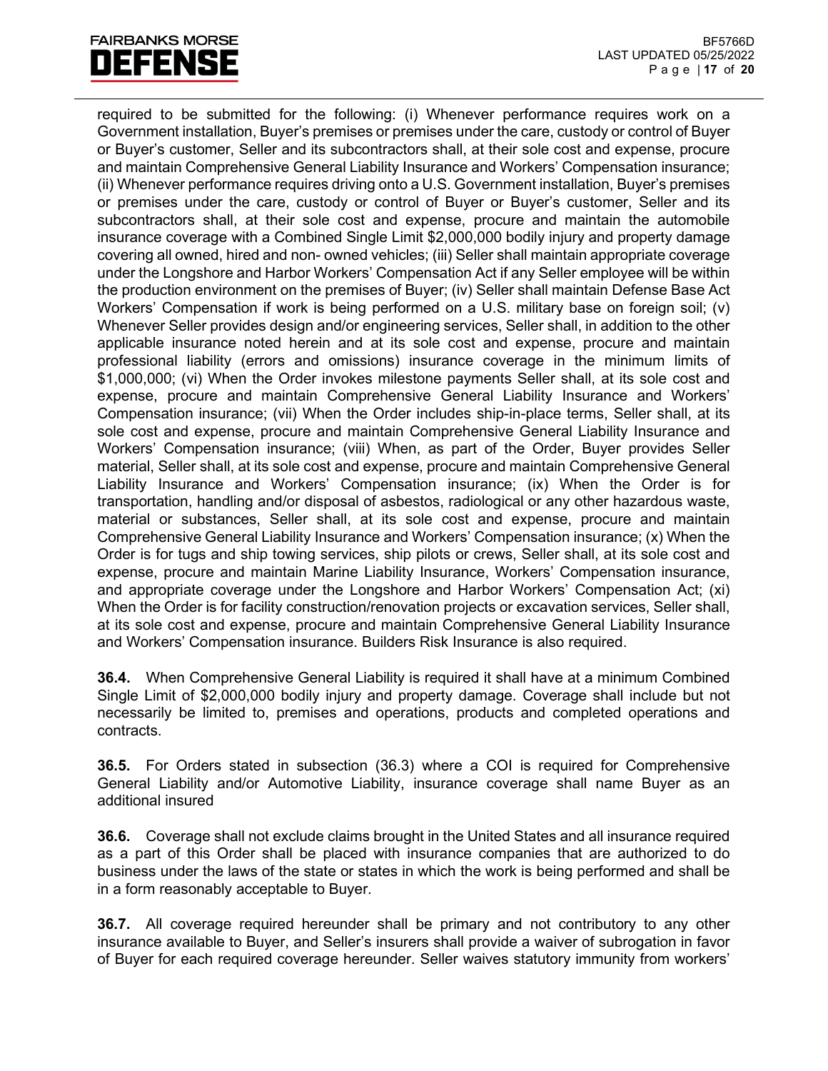required to be submitted for the following: (i) Whenever performance requires work on a Government installation, Buyer's premises or premises under the care, custody or control of Buyer or Buyer's customer, Seller and its subcontractors shall, at their sole cost and expense, procure and maintain Comprehensive General Liability Insurance and Workers' Compensation insurance; (ii) Whenever performance requires driving onto a U.S. Government installation, Buyer's premises or premises under the care, custody or control of Buyer or Buyer's customer, Seller and its subcontractors shall, at their sole cost and expense, procure and maintain the automobile insurance coverage with a Combined Single Limit $2,000,000 bodily injury and property damage covering all owned, hired and non- owned vehicles; (iii) Seller shall maintain appropriate coverage under the Longshore and Harbor Workers' Compensation Act if any Seller employee will be within the production environment on the premises of Buyer; (iv) Seller shall maintain Defense Base Act Workers' Compensation if work is being performed on a U.S. military base on foreign soil; (v) Whenever Seller provides design and/or engineering services, Seller shall, in addition to the other applicable insurance noted herein and at its sole cost and expense, procure and maintain professional liability (errors and omissions) insurance coverage in the minimum limits of $1,000,000; (vi) When the Order invokes milestone payments Seller shall, at its sole cost and expense, procure and maintain Comprehensive General Liability Insurance and Workers' Compensation insurance; (vii) When the Order includes ship-in-place terms, Seller shall, at its sole cost and expense, procure and maintain Comprehensive General Liability Insurance and Workers' Compensation insurance; (viii) When, as part of the Order, Buyer provides Seller material, Seller shall, at its sole cost and expense, procure and maintain Comprehensive General Liability Insurance and Workers' Compensation insurance; (ix) When the Order is for transportation, handling and/or disposal of asbestos, radiological or any other hazardous waste, material or substances, Seller shall, at its sole cost and expense, procure and maintain Comprehensive General Liability Insurance and Workers' Compensation insurance; (x) When the Order is for tugs and ship towing services, ship pilots or crews, Seller shall, at its sole cost and expense, procure and maintain Marine Liability Insurance, Workers' Compensation insurance, and appropriate coverage under the Longshore and Harbor Workers' Compensation Act; (xi) When the Order is for facility construction/renovation projects or excavation services, Seller shall, at its sole cost and expense, procure and maintain Comprehensive General Liability Insurance and Workers' Compensation insurance. Builders Risk Insurance is also required.

**36.4.** When Comprehensive General Liability is required it shall have at a minimum Combined Single Limit of $2,000,000 bodily injury and property damage. Coverage shall include but not necessarily be limited to, premises and operations, products and completed operations and contracts.

**36.5.** For Orders stated in subsection (36.3) where a COI is required for Comprehensive General Liability and/or Automotive Liability, insurance coverage shall name Buyer as an additional insured

**36.6.** Coverage shall not exclude claims brought in the United States and all insurance required as a part of this Order shall be placed with insurance companies that are authorized to do business under the laws of the state or states in which the work is being performed and shall be in a form reasonably acceptable to Buyer.

**36.7.** All coverage required hereunder shall be primary and not contributory to any other insurance available to Buyer, and Seller's insurers shall provide a waiver of subrogation in favor of Buyer for each required coverage hereunder. Seller waives statutory immunity from workers'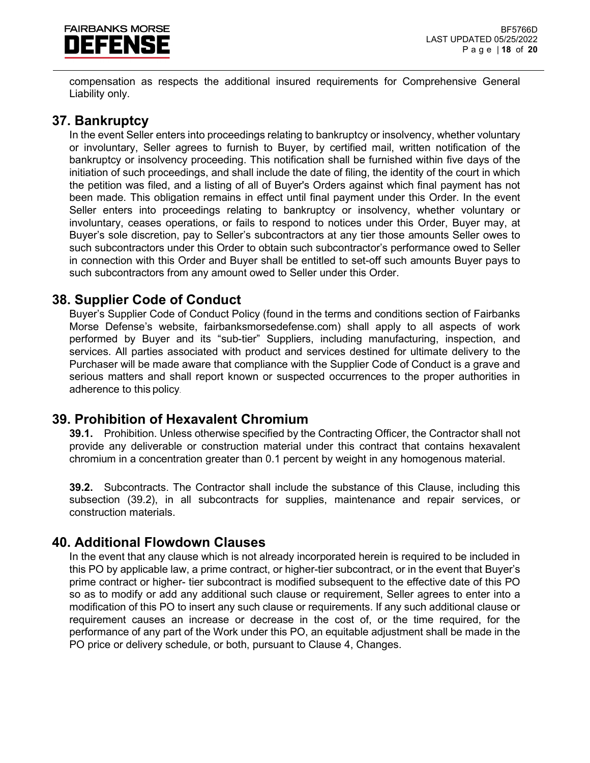compensation as respects the additional insured requirements for Comprehensive General Liability only.

## 37. Bankruptcy

In the event Seller enters into proceedings relating to bankruptcy or insolvency, whether voluntary or involuntary, Seller agrees to furnish to Buyer, by certified mail, written notification of the bankruptcy or insolvency proceeding. This notification shall be furnished within five days of the initiation of such proceedings, and shall include the date of filing, the identity of the court in which the petition was filed, and a listing of all of Buyer's Orders against which final payment has not been made. This obligation remains in effect until final payment under this Order. In the event Seller enters into proceedings relating to bankruptcy or insolvency, whether voluntary or involuntary, ceases operations, or fails to respond to notices under this Order, Buyer may, at Buyer's sole discretion, pay to Seller's subcontractors at any tier those amounts Seller owes to such subcontractors under this Order to obtain such subcontractor's performance owed to Seller in connection with this Order and Buyer shall be entitled to set-off such amounts Buyer pays to such subcontractors from any amount owed to Seller under this Order.

## 38. Supplier Code of Conduct

Buyer's Supplier Code of Conduct Policy (found in the terms and conditions section of Fairbanks Morse Defense's website, fairbanksmorsedefense.com) shall apply to all aspects of work performed by Buyer and its "sub-tier" Suppliers, including manufacturing, inspection, and services. All parties associated with product and services destined for ultimate delivery to the Purchaser will be made aware that compliance with the Supplier Code of Conduct is a grave and serious matters and shall report known or suspected occurrences to the proper authorities in adherence to this policy.

## 39. Prohibition of Hexavalent Chromium

**39.1.** Prohibition. Unless otherwise specified by the Contracting Officer, the Contractor shall not provide any deliverable or construction material under this contract that contains hexavalent chromium in a concentration greater than 0.1 percent by weight in any homogenous material.

**39.2.** Subcontracts. The Contractor shall include the substance of this Clause, including this subsection (39.2), in all subcontracts for supplies, maintenance and repair services, or construction materials.

## 40. Additional Flowdown Clauses

In the event that any clause which is not already incorporated herein is required to be included in this PO by applicable law, a prime contract, or higher-tier subcontract, or in the event that Buyer's prime contract or higher- tier subcontract is modified subsequent to the effective date of this PO so as to modify or add any additional such clause or requirement, Seller agrees to enter into a modification of this PO to insert any such clause or requirements. If any such additional clause or requirement causes an increase or decrease in the cost of, or the time required, for the performance of any part of the Work under this PO, an equitable adjustment shall be made in the PO price or delivery schedule, or both, pursuant to Clause 4, Changes.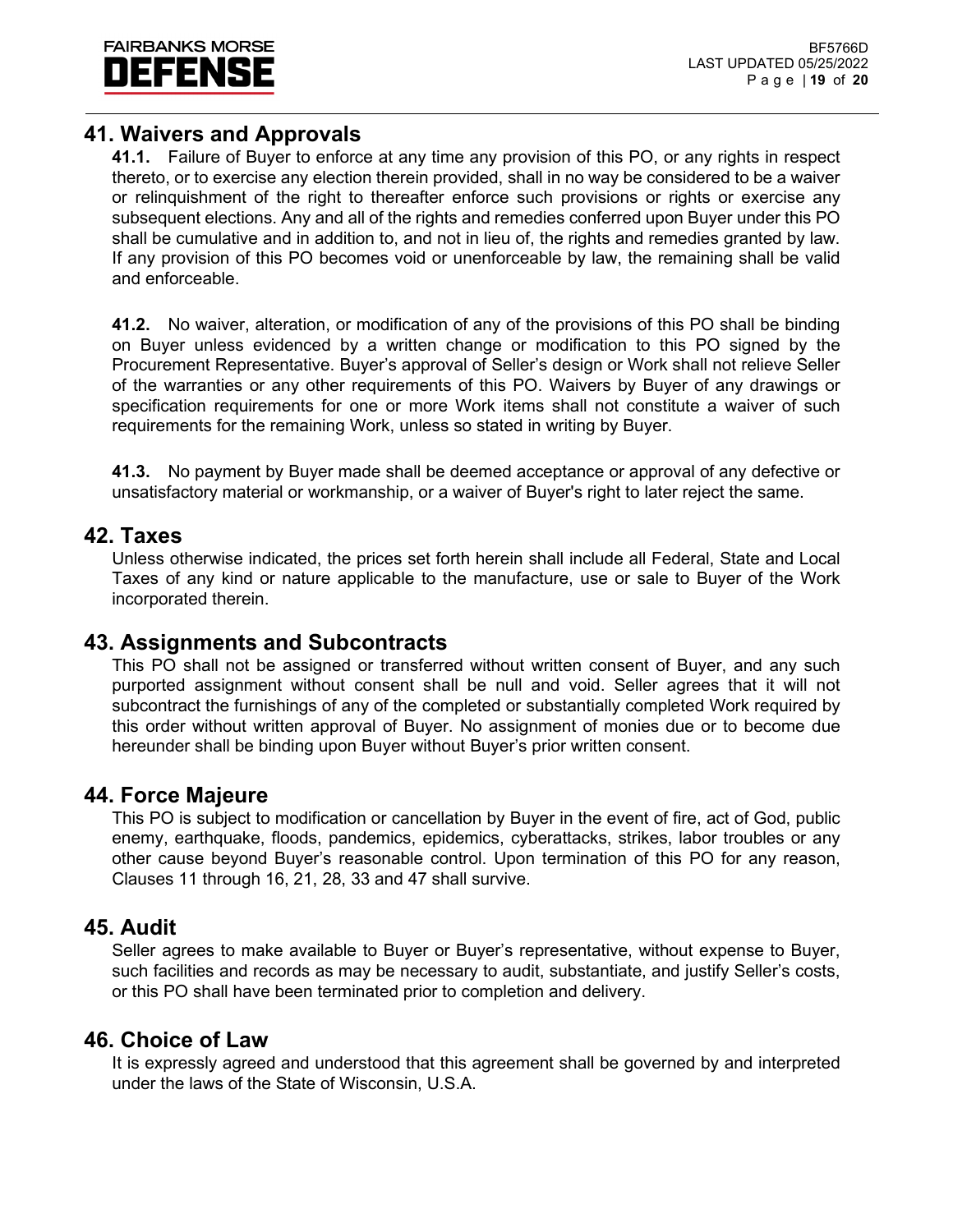## 41. Waivers and Approvals

**41.1.** Failure of Buyer to enforce at any time any provision of this PO, or any rights in respect thereto, or to exercise any election therein provided, shall in no way be considered to be a waiver or relinquishment of the right to thereafter enforce such provisions or rights or exercise any subsequent elections. Any and all of the rights and remedies conferred upon Buyer under this PO shall be cumulative and in addition to, and not in lieu of, the rights and remedies granted by law. If any provision of this PO becomes void or unenforceable by law, the remaining shall be valid and enforceable.

**41.2.** No waiver, alteration, or modification of any of the provisions of this PO shall be binding on Buyer unless evidenced by a written change or modification to this PO signed by the Procurement Representative. Buyer's approval of Seller's design or Work shall not relieve Seller of the warranties or any other requirements of this PO. Waivers by Buyer of any drawings or specification requirements for one or more Work items shall not constitute a waiver of such requirements for the remaining Work, unless so stated in writing by Buyer.

**41.3.** No payment by Buyer made shall be deemed acceptance or approval of any defective or unsatisfactory material or workmanship, or a waiver of Buyer's right to later reject the same.

## 42. Taxes

Unless otherwise indicated, the prices set forth herein shall include all Federal, State and Local Taxes of any kind or nature applicable to the manufacture, use or sale to Buyer of the Work incorporated therein.

## 43. Assignments and Subcontracts

This PO shall not be assigned or transferred without written consent of Buyer, and any such purported assignment without consent shall be null and void. Seller agrees that it will not subcontract the furnishings of any of the completed or substantially completed Work required by this order without written approval of Buyer. No assignment of monies due or to become due hereunder shall be binding upon Buyer without Buyer's prior written consent.

## 44. Force Majeure

This PO is subject to modification or cancellation by Buyer in the event of fire, act of God, public enemy, earthquake, floods, pandemics, epidemics, cyberattacks, strikes, labor troubles or any other cause beyond Buyer's reasonable control. Upon termination of this PO for any reason, Clauses 11 through 16, 21, 28, 33 and 47 shall survive.

## 45. Audit

Seller agrees to make available to Buyer or Buyer's representative, without expense to Buyer, such facilities and records as may be necessary to audit, substantiate, and justify Seller's costs, or this PO shall have been terminated prior to completion and delivery.

## 46. Choice of Law

It is expressly agreed and understood that this agreement shall be governed by and interpreted under the laws of the State of Wisconsin, U.S.A.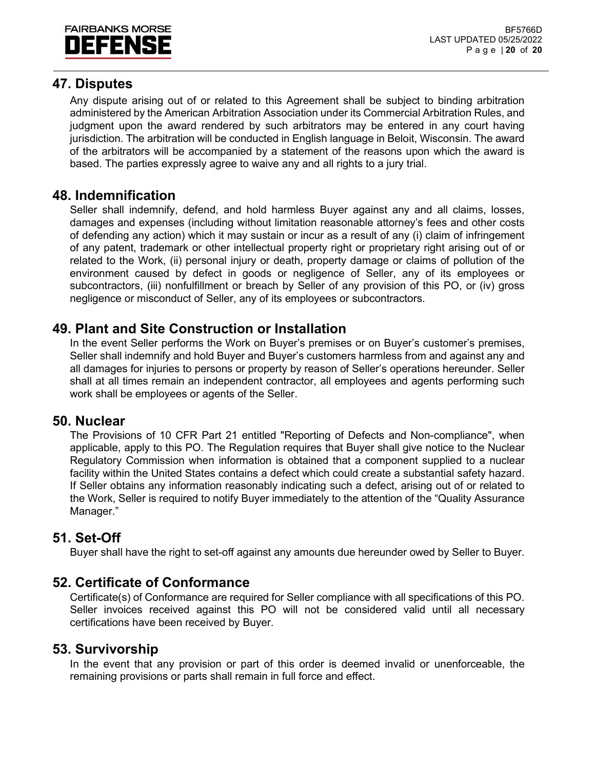## 47. Disputes

Any dispute arising out of or related to this Agreement shall be subject to binding arbitration administered by the American Arbitration Association under its Commercial Arbitration Rules, and judgment upon the award rendered by such arbitrators may be entered in any court having jurisdiction. The arbitration will be conducted in English language in Beloit, Wisconsin. The award of the arbitrators will be accompanied by a statement of the reasons upon which the award is based. The parties expressly agree to waive any and all rights to a jury trial.

## 48. Indemnification

Seller shall indemnify, defend, and hold harmless Buyer against any and all claims, losses, damages and expenses (including without limitation reasonable attorney's fees and other costs of defending any action) which it may sustain or incur as a result of any (i) claim of infringement of any patent, trademark or other intellectual property right or proprietary right arising out of or related to the Work, (ii) personal injury or death, property damage or claims of pollution of the environment caused by defect in goods or negligence of Seller, any of its employees or subcontractors, (iii) nonfulfillment or breach by Seller of any provision of this PO, or (iv) gross negligence or misconduct of Seller, any of its employees or subcontractors.

## 49. Plant and Site Construction or Installation

In the event Seller performs the Work on Buyer's premises or on Buyer's customer's premises, Seller shall indemnify and hold Buyer and Buyer's customers harmless from and against any and all damages for injuries to persons or property by reason of Seller's operations hereunder. Seller shall at all times remain an independent contractor, all employees and agents performing such work shall be employees or agents of the Seller.

## 50. Nuclear

The Provisions of 10 CFR Part 21 entitled "Reporting of Defects and Non-compliance", when applicable, apply to this PO. The Regulation requires that Buyer shall give notice to the Nuclear Regulatory Commission when information is obtained that a component supplied to a nuclear facility within the United States contains a defect which could create a substantial safety hazard. If Seller obtains any information reasonably indicating such a defect, arising out of or related to the Work, Seller is required to notify Buyer immediately to the attention of the "Quality Assurance Manager."

## 51. Set-Off

Buyer shall have the right to set-off against any amounts due hereunder owed by Seller to Buyer.

## 52. Certificate of Conformance

Certificate(s) of Conformance are required for Seller compliance with all specifications of this PO. Seller invoices received against this PO will not be considered valid until all necessary certifications have been received by Buyer.

## 53. Survivorship

In the event that any provision or part of this order is deemed invalid or unenforceable, the remaining provisions or parts shall remain in full force and effect.